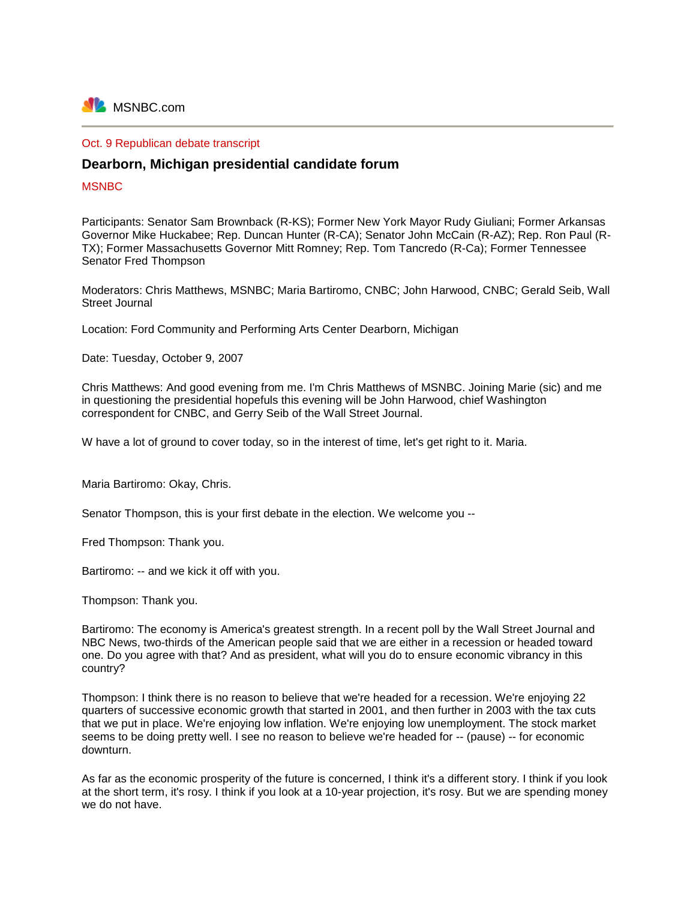MSNBC.com

Oct. 9 Republican debate transcript

## Dearborn, Michigan presidential candidate forum

MSNBC

Participants: Senator Sam Brownback (R-KS); Former New York Mayor Rudy Giuliani; Former Arkansas Governor Mike Huckabee; Rep. Duncan Hunter (R-CA); Senator John McCain (R-AZ); Rep. Ron Paul (R-TX); Former Massachusetts Governor Mitt Romney; Rep. Tom Tancredo (R-Ca); Former Tennessee Senator Fred Thompson

Moderators: Chris Matthews, MSNBC; Maria Bartiromo, CNBC; John Harwood, CNBC; Gerald Seib, Wall Street Journal

Location: Ford Community and Performing Arts Center Dearborn, Michigan

Date: Tuesday, October 9, 2007

Chris Matthews: And good evening from me. I'm Chris Matthews of MSNBC. Joining Marie (sic) and me in questioning the presidential hopefuls this evening will be John Harwood, chief Washington correspondent for CNBC, and Gerry Seib of the Wall Street Journal.

W have a lot of ground to cover today, so in the interest of time, let's get right to it. Maria.

Maria Bartiromo: Okay, Chris.

Senator Thompson, this is your first debate in the election. We welcome you --

Fred Thompson: Thank you.

Bartiromo: -- and we kick it off with you.

Thompson: Thank you.

Bartiromo: The economy is America's greatest strength. In a recent poll by the Wall Street Journal and NBC News, two-thirds of the American people said that we are either in a recession or headed toward one. Do you agree with that? And as president, what will you do to ensure economic vibrancy in this country?

Thompson: I think there is no reason to believe that we're headed for a recession. We're enjoying 22 quarters of successive economic growth that started in 2001, and then further in 2003 with the tax cuts that we put in place. We're enjoying low inflation. We're enjoying low unemployment. The stock market seems to be doing pretty well. I see no reason to believe we're headed for -- (pause) -- for economic downturn.

As far as the economic prosperity of the future is concerned, I think it's a different story. I think if you look at the short term, it's rosy. I think if you look at a 10-year projection, it's rosy. But we are spending money we do not have.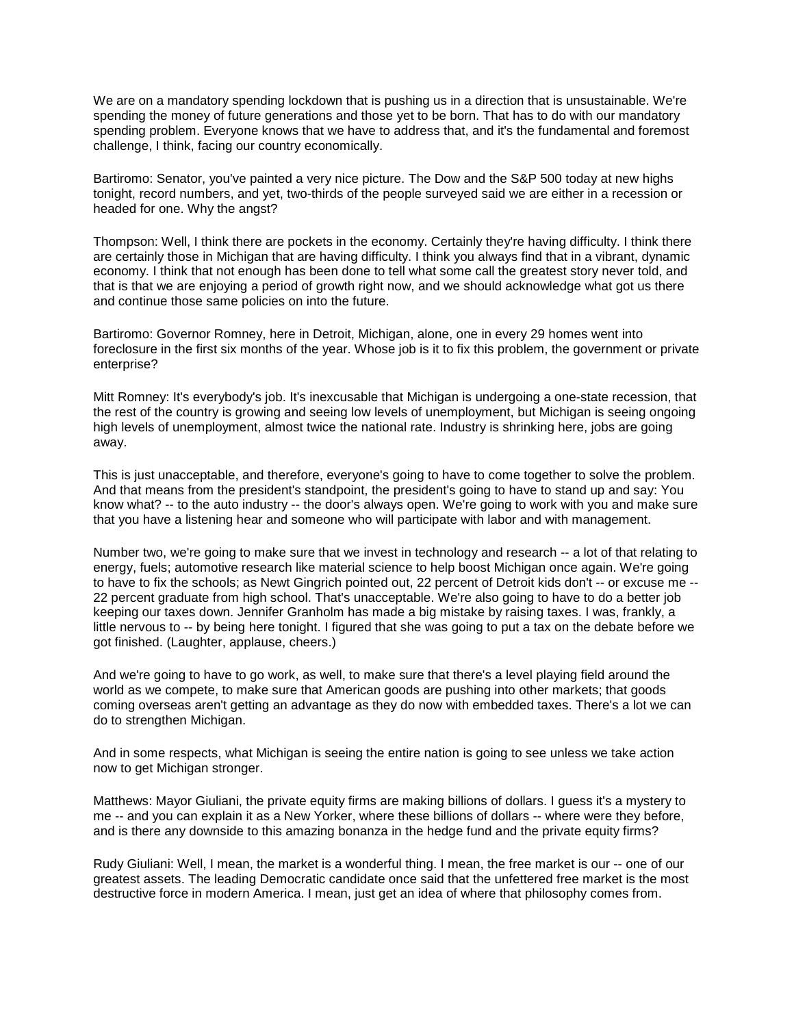We are on a mandatory spending lockdown that is pushing us in a direction that is unsustainable. We're spending the money of future generations and those yet to be born. That has to do with our mandatory spending problem. Everyone knows that we have to address that, and it's the fundamental and foremost challenge, I think, facing our country economically.

Bartiromo: Senator, you've painted a very nice picture. The Dow and the S&P 500 today at new highs tonight, record numbers, and yet, two-thirds of the people surveyed said we are either in a recession or headed for one. Why the angst?

Thompson: Well, I think there are pockets in the economy. Certainly they're having difficulty. I think there are certainly those in Michigan that are having difficulty. I think you always find that in a vibrant, dynamic economy. I think that not enough has been done to tell what some call the greatest story never told, and that is that we are enjoying a period of growth right now, and we should acknowledge what got us there and continue those same policies on into the future.

Bartiromo: Governor Romney, here in Detroit, Michigan, alone, one in every 29 homes went into foreclosure in the first six months of the year. Whose job is it to fix this problem, the government or private enterprise?

Mitt Romney: It's everybody's job. It's inexcusable that Michigan is undergoing a one-state recession, that the rest of the country is growing and seeing low levels of unemployment, but Michigan is seeing ongoing high levels of unemployment, almost twice the national rate. Industry is shrinking here, jobs are going away.

This is just unacceptable, and therefore, everyone's going to have to come together to solve the problem. And that means from the president's standpoint, the president's going to have to stand up and say: You know what? -- to the auto industry -- the door's always open. We're going to work with you and make sure that you have a listening hear and someone who will participate with labor and with management.

Number two, we're going to make sure that we invest in technology and research -- a lot of that relating to energy, fuels; automotive research like material science to help boost Michigan once again. We're going to have to fix the schools; as Newt Gingrich pointed out, 22 percent of Detroit kids don't -- or excuse me -- 22 percent graduate from high school. That's unacceptable. We're also going to have to do a better job keeping our taxes down. Jennifer Granholm has made a big mistake by raising taxes. I was, frankly, a little nervous to -- by being here tonight. I figured that she was going to put a tax on the debate before we got finished. (Laughter, applause, cheers.)

And we're going to have to go work, as well, to make sure that there's a level playing field around the world as we compete, to make sure that American goods are pushing into other markets; that goods coming overseas aren't getting an advantage as they do now with embedded taxes. There's a lot we can do to strengthen Michigan.

And in some respects, what Michigan is seeing the entire nation is going to see unless we take action now to get Michigan stronger.

Matthews: Mayor Giuliani, the private equity firms are making billions of dollars. I guess it's a mystery to me -- and you can explain it as a New Yorker, where these billions of dollars -- where were they before, and is there any downside to this amazing bonanza in the hedge fund and the private equity firms?

Rudy Giuliani: Well, I mean, the market is a wonderful thing. I mean, the free market is our -- one of our greatest assets. The leading Democratic candidate once said that the unfettered free market is the most destructive force in modern America. I mean, just get an idea of where that philosophy comes from.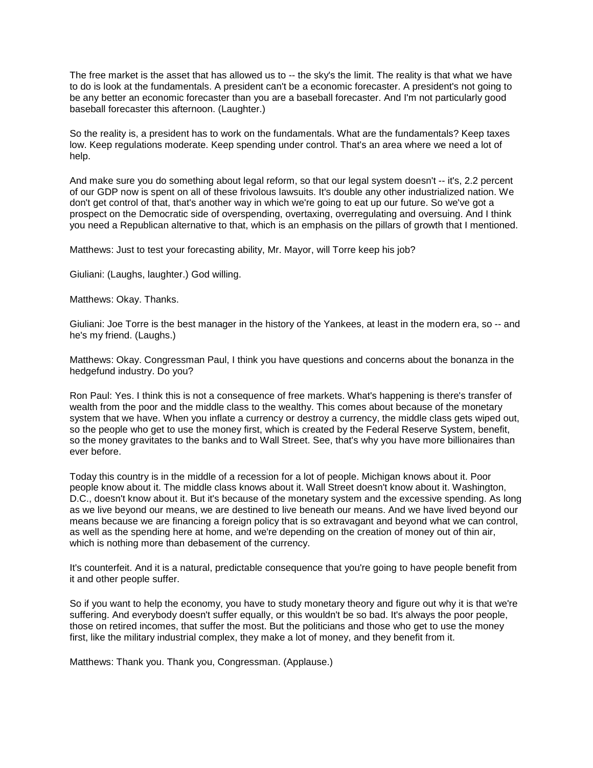The free market is the asset that has allowed us to -- the sky's the limit. The reality is that what we have to do is look at the fundamentals. A president can't be a economic forecaster. A president's not going to be any better an economic forecaster than you are a baseball forecaster. And I'm not particularly good baseball forecaster this afternoon. (Laughter.)

So the reality is, a president has to work on the fundamentals. What are the fundamentals? Keep taxes low. Keep regulations moderate. Keep spending under control. That's an area where we need a lot of help.

And make sure you do something about legal reform, so that our legal system doesn't -- it's, 2.2 percent of our GDP now is spent on all of these frivolous lawsuits. It's double any other industrialized nation. We don't get control of that, that's another way in which we're going to eat up our future. So we've got a prospect on the Democratic side of overspending, overtaxing, overregulating and oversuing. And I think you need a Republican alternative to that, which is an emphasis on the pillars of growth that I mentioned.

Matthews: Just to test your forecasting ability, Mr. Mayor, will Torre keep his job?

Giuliani: (Laughs, laughter.) God willing.

Matthews: Okay. Thanks.

Giuliani: Joe Torre is the best manager in the history of the Yankees, at least in the modern era, so -- and he's my friend. (Laughs.)

Matthews: Okay. Congressman Paul, I think you have questions and concerns about the bonanza in the hedgefund industry. Do you?

Ron Paul: Yes. I think this is not a consequence of free markets. What's happening is there's transfer of wealth from the poor and the middle class to the wealthy. This comes about because of the monetary system that we have. When you inflate a currency or destroy a currency, the middle class gets wiped out, so the people who get to use the money first, which is created by the Federal Reserve System, benefit, so the money gravitates to the banks and to Wall Street. See, that's why you have more billionaires than ever before.

Today this country is in the middle of a recession for a lot of people. Michigan knows about it. Poor people know about it. The middle class knows about it. Wall Street doesn't know about it. Washington, D.C., doesn't know about it. But it's because of the monetary system and the excessive spending. As long as we live beyond our means, we are destined to live beneath our means. And we have lived beyond our means because we are financing a foreign policy that is so extravagant and beyond what we can control, as well as the spending here at home, and we're depending on the creation of money out of thin air, which is nothing more than debasement of the currency.

It's counterfeit. And it is a natural, predictable consequence that you're going to have people benefit from it and other people suffer.

So if you want to help the economy, you have to study monetary theory and figure out why it is that we're suffering. And everybody doesn't suffer equally, or this wouldn't be so bad. It's always the poor people, those on retired incomes, that suffer the most. But the politicians and those who get to use the money first, like the military industrial complex, they make a lot of money, and they benefit from it.

Matthews: Thank you. Thank you, Congressman. (Applause.)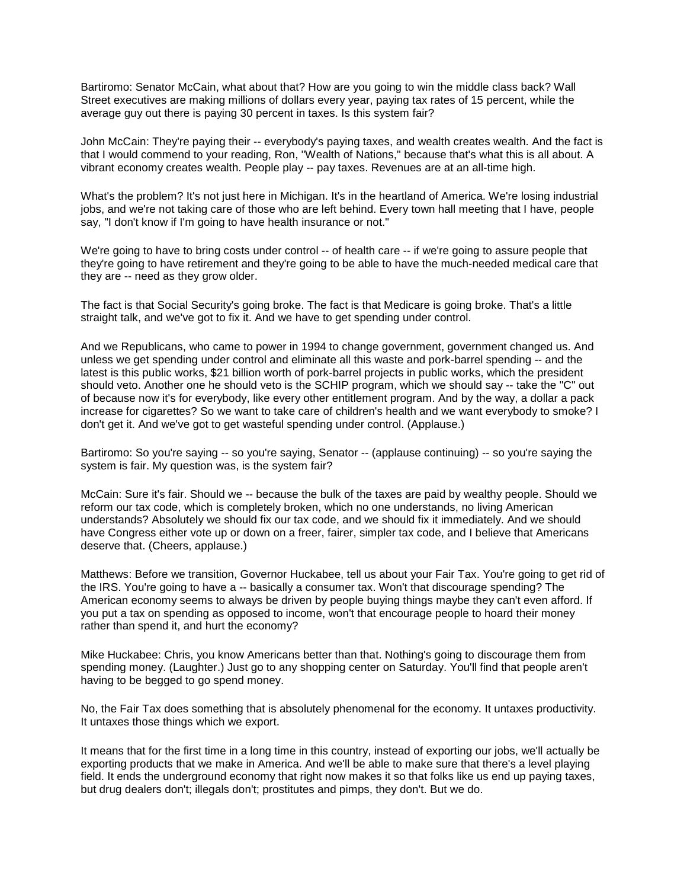Bartiromo: Senator McCain, what about that? How are you going to win the middle class back? Wall Street executives are making millions of dollars every year, paying tax rates of 15 percent, while the average guy out there is paying 30 percent in taxes. Is this system fair?

John McCain: They're paying their -- everybody's paying taxes, and wealth creates wealth. And the fact is that I would commend to your reading, Ron, "Wealth of Nations," because that's what this is all about. A vibrant economy creates wealth. People play -- pay taxes. Revenues are at an all-time high.

What's the problem? It's not just here in Michigan. It's in the heartland of America. We're losing industrial jobs, and we're not taking care of those who are left behind. Every town hall meeting that I have, people say, "I don't know if I'm going to have health insurance or not."

We're going to have to bring costs under control -- of health care -- if we're going to assure people that they're going to have retirement and they're going to be able to have the much-needed medical care that they are -- need as they grow older.

The fact is that Social Security's going broke. The fact is that Medicare is going broke. That's a little straight talk, and we've got to fix it. And we have to get spending under control.

And we Republicans, who came to power in 1994 to change government, government changed us. And unless we get spending under control and eliminate all this waste and pork-barrel spending -- and the latest is this public works, $21 billion worth of pork-barrel projects in public works, which the president should veto. Another one he should veto is the SCHIP program, which we should say -- take the "C" out of because now it's for everybody, like every other entitlement program. And by the way, a dollar a pack increase for cigarettes? So we want to take care of children's health and we want everybody to smoke? I don't get it. And we've got to get wasteful spending under control. (Applause.)

Bartiromo: So you're saying -- so you're saying, Senator -- (applause continuing) -- so you're saying the system is fair. My question was, is the system fair?

McCain: Sure it's fair. Should we -- because the bulk of the taxes are paid by wealthy people. Should we reform our tax code, which is completely broken, which no one understands, no living American understands? Absolutely we should fix our tax code, and we should fix it immediately. And we should have Congress either vote up or down on a freer, fairer, simpler tax code, and I believe that Americans deserve that. (Cheers, applause.)

Matthews: Before we transition, Governor Huckabee, tell us about your Fair Tax. You're going to get rid of the IRS. You're going to have a -- basically a consumer tax. Won't that discourage spending? The American economy seems to always be driven by people buying things maybe they can't even afford. If you put a tax on spending as opposed to income, won't that encourage people to hoard their money rather than spend it, and hurt the economy?

Mike Huckabee: Chris, you know Americans better than that. Nothing's going to discourage them from spending money. (Laughter.) Just go to any shopping center on Saturday. You'll find that people aren't having to be begged to go spend money.

No, the Fair Tax does something that is absolutely phenomenal for the economy. It untaxes productivity. It untaxes those things which we export.

It means that for the first time in a long time in this country, instead of exporting our jobs, we'll actually be exporting products that we make in America. And we'll be able to make sure that there's a level playing field. It ends the underground economy that right now makes it so that folks like us end up paying taxes, but drug dealers don't; illegals don't; prostitutes and pimps, they don't. But we do.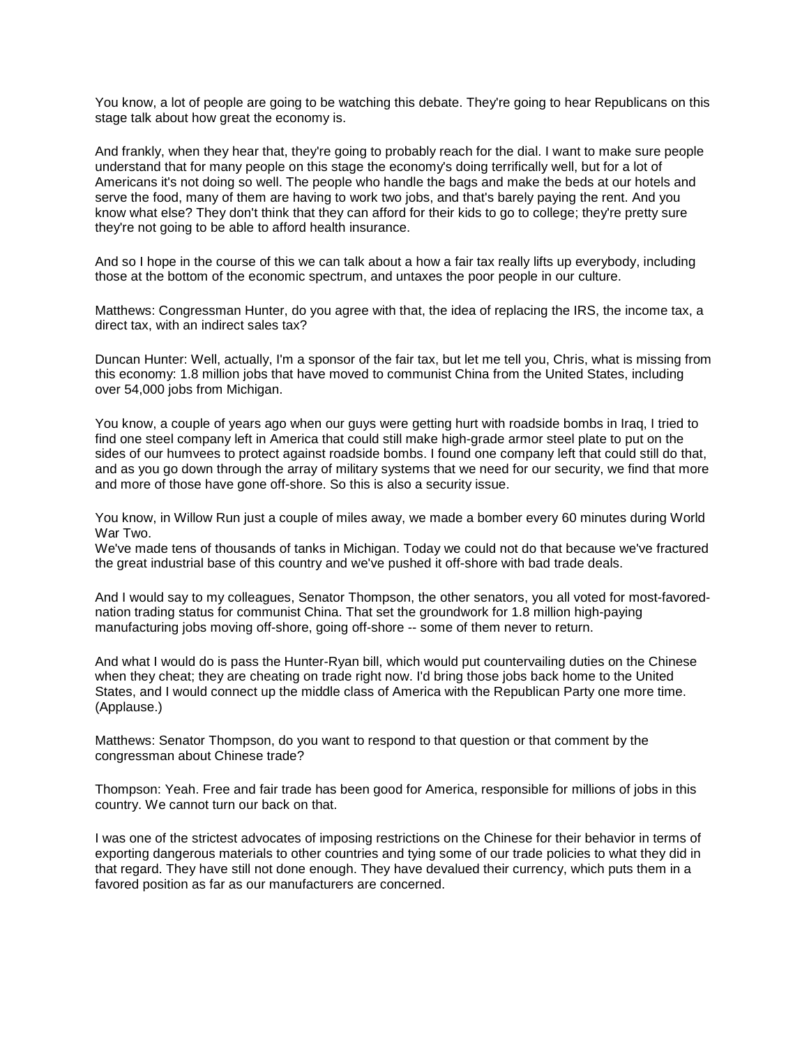You know, a lot of people are going to be watching this debate. They're going to hear Republicans on this stage talk about how great the economy is.

And frankly, when they hear that, they're going to probably reach for the dial. I want to make sure people understand that for many people on this stage the economy's doing terrifically well, but for a lot of Americans it's not doing so well. The people who handle the bags and make the beds at our hotels and serve the food, many of them are having to work two jobs, and that's barely paying the rent. And you know what else? They don't think that they can afford for their kids to go to college; they're pretty sure they're not going to be able to afford health insurance.

And so I hope in the course of this we can talk about a how a fair tax really lifts up everybody, including those at the bottom of the economic spectrum, and untaxes the poor people in our culture.

Matthews: Congressman Hunter, do you agree with that, the idea of replacing the IRS, the income tax, a direct tax, with an indirect sales tax?

Duncan Hunter: Well, actually, I'm a sponsor of the fair tax, but let me tell you, Chris, what is missing from this economy: 1.8 million jobs that have moved to communist China from the United States, including over 54,000 jobs from Michigan.

You know, a couple of years ago when our guys were getting hurt with roadside bombs in Iraq, I tried to find one steel company left in America that could still make high-grade armor steel plate to put on the sides of our humvees to protect against roadside bombs. I found one company left that could still do that, and as you go down through the array of military systems that we need for our security, we find that more and more of those have gone off-shore. So this is also a security issue.

You know, in Willow Run just a couple of miles away, we made a bomber every 60 minutes during World War Two.
We've made tens of thousands of tanks in Michigan. Today we could not do that because we've fractured the great industrial base of this country and we've pushed it off-shore with bad trade deals.

And I would say to my colleagues, Senator Thompson, the other senators, you all voted for most-favored-nation trading status for communist China. That set the groundwork for 1.8 million high-paying manufacturing jobs moving off-shore, going off-shore -- some of them never to return.

And what I would do is pass the Hunter-Ryan bill, which would put countervailing duties on the Chinese when they cheat; they are cheating on trade right now. I'd bring those jobs back home to the United States, and I would connect up the middle class of America with the Republican Party one more time. (Applause.)

Matthews: Senator Thompson, do you want to respond to that question or that comment by the congressman about Chinese trade?

Thompson: Yeah. Free and fair trade has been good for America, responsible for millions of jobs in this country. We cannot turn our back on that.

I was one of the strictest advocates of imposing restrictions on the Chinese for their behavior in terms of exporting dangerous materials to other countries and tying some of our trade policies to what they did in that regard. They have still not done enough. They have devalued their currency, which puts them in a favored position as far as our manufacturers are concerned.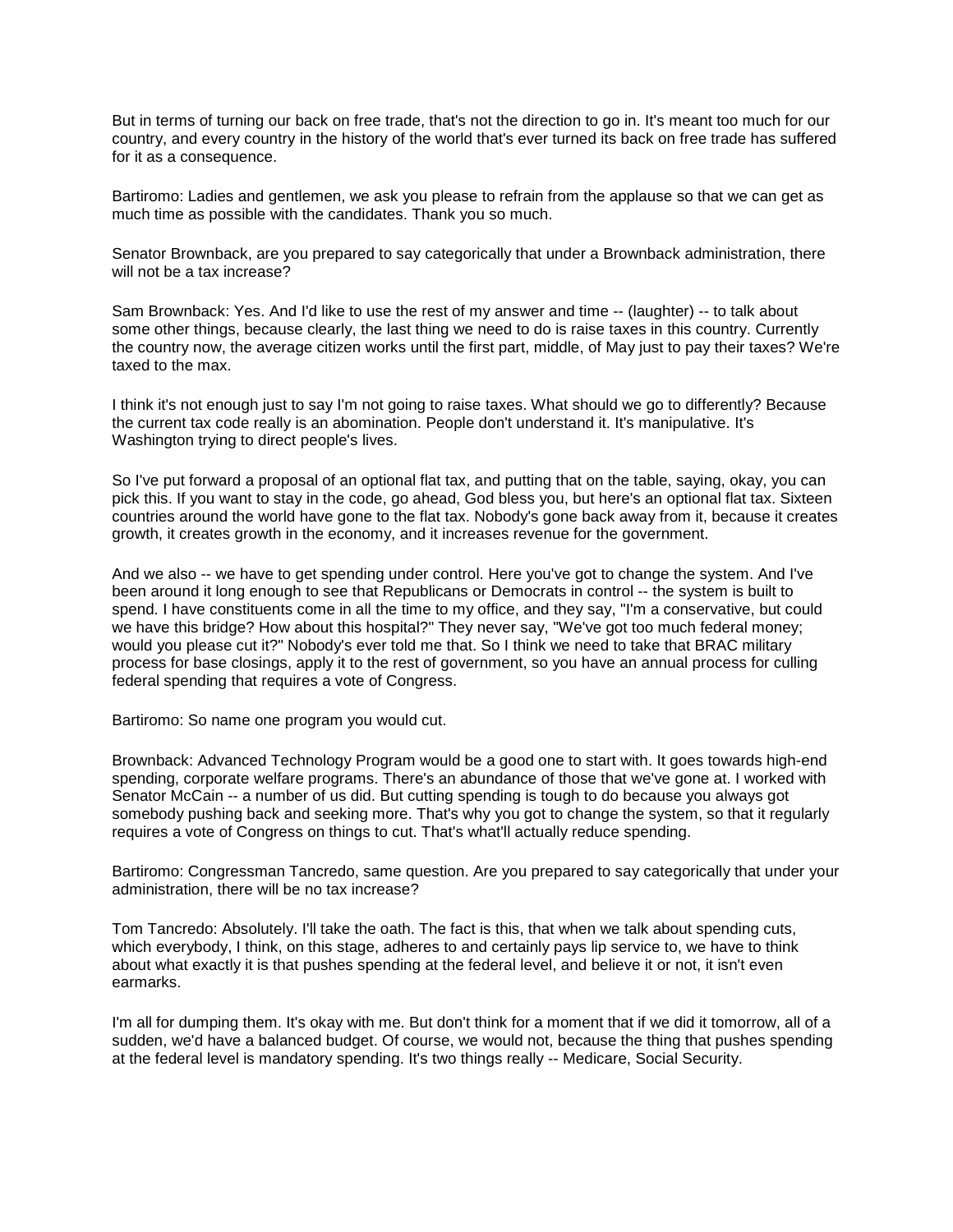But in terms of turning our back on free trade, that's not the direction to go in. It's meant too much for our country, and every country in the history of the world that's ever turned its back on free trade has suffered for it as a consequence.

Bartiromo: Ladies and gentlemen, we ask you please to refrain from the applause so that we can get as much time as possible with the candidates. Thank you so much.

Senator Brownback, are you prepared to say categorically that under a Brownback administration, there will not be a tax increase?

Sam Brownback: Yes. And I'd like to use the rest of my answer and time -- (laughter) -- to talk about some other things, because clearly, the last thing we need to do is raise taxes in this country. Currently the country now, the average citizen works until the first part, middle, of May just to pay their taxes? We're taxed to the max.

I think it's not enough just to say I'm not going to raise taxes. What should we go to differently? Because the current tax code really is an abomination. People don't understand it. It's manipulative. It's Washington trying to direct people's lives.

So I've put forward a proposal of an optional flat tax, and putting that on the table, saying, okay, you can pick this. If you want to stay in the code, go ahead, God bless you, but here's an optional flat tax. Sixteen countries around the world have gone to the flat tax. Nobody's gone back away from it, because it creates growth, it creates growth in the economy, and it increases revenue for the government.

And we also -- we have to get spending under control. Here you've got to change the system. And I've been around it long enough to see that Republicans or Democrats in control -- the system is built to spend. I have constituents come in all the time to my office, and they say, "I'm a conservative, but could we have this bridge? How about this hospital?" They never say, "We've got too much federal money; would you please cut it?" Nobody's ever told me that. So I think we need to take that BRAC military process for base closings, apply it to the rest of government, so you have an annual process for culling federal spending that requires a vote of Congress.

Bartiromo: So name one program you would cut.

Brownback: Advanced Technology Program would be a good one to start with. It goes towards high-end spending, corporate welfare programs. There's an abundance of those that we've gone at. I worked with Senator McCain -- a number of us did. But cutting spending is tough to do because you always got somebody pushing back and seeking more. That's why you got to change the system, so that it regularly requires a vote of Congress on things to cut. That's what'll actually reduce spending.

Bartiromo: Congressman Tancredo, same question. Are you prepared to say categorically that under your administration, there will be no tax increase?

Tom Tancredo: Absolutely. I'll take the oath. The fact is this, that when we talk about spending cuts, which everybody, I think, on this stage, adheres to and certainly pays lip service to, we have to think about what exactly it is that pushes spending at the federal level, and believe it or not, it isn't even earmarks.

I'm all for dumping them. It's okay with me. But don't think for a moment that if we did it tomorrow, all of a sudden, we'd have a balanced budget. Of course, we would not, because the thing that pushes spending at the federal level is mandatory spending. It's two things really -- Medicare, Social Security.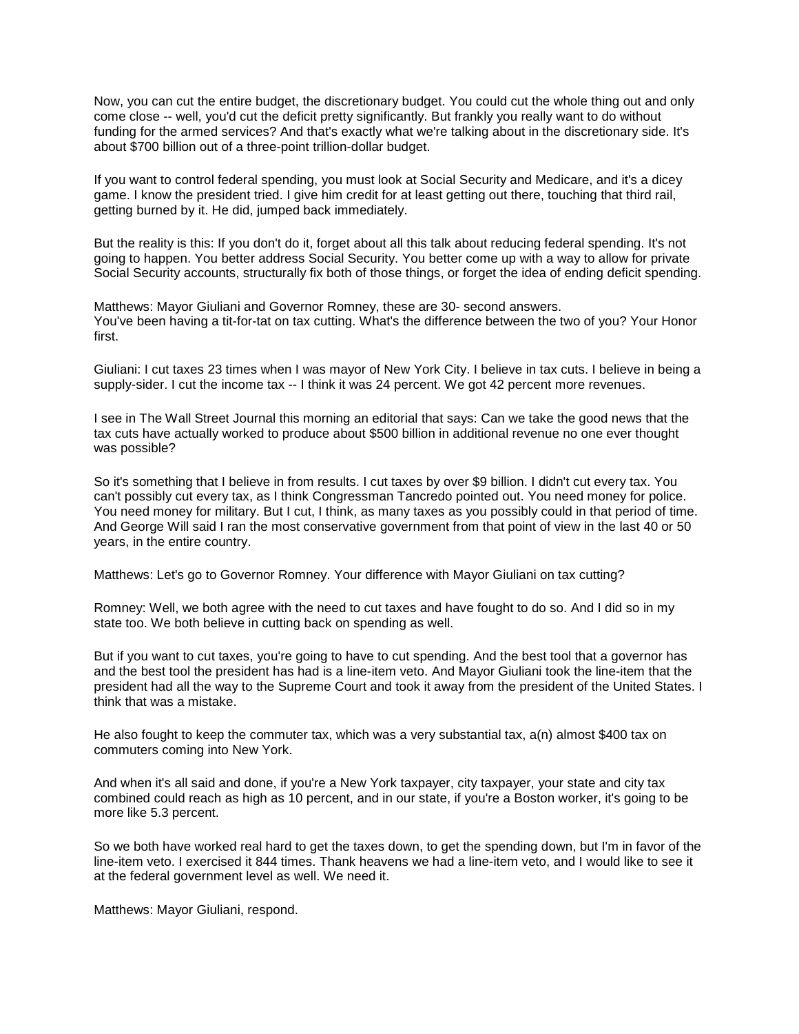Now, you can cut the entire budget, the discretionary budget. You could cut the whole thing out and only come close -- well, you'd cut the deficit pretty significantly. But frankly you really want to do without funding for the armed services? And that's exactly what we're talking about in the discretionary side. It's about $700 billion out of a three-point trillion-dollar budget.

If you want to control federal spending, you must look at Social Security and Medicare, and it's a dicey game. I know the president tried. I give him credit for at least getting out there, touching that third rail, getting burned by it. He did, jumped back immediately.

But the reality is this: If you don't do it, forget about all this talk about reducing federal spending. It's not going to happen. You better address Social Security. You better come up with a way to allow for private Social Security accounts, structurally fix both of those things, or forget the idea of ending deficit spending.

Matthews: Mayor Giuliani and Governor Romney, these are 30- second answers.
You've been having a tit-for-tat on tax cutting. What's the difference between the two of you? Your Honor first.

Giuliani: I cut taxes 23 times when I was mayor of New York City. I believe in tax cuts. I believe in being a supply-sider. I cut the income tax -- I think it was 24 percent. We got 42 percent more revenues.

I see in The Wall Street Journal this morning an editorial that says: Can we take the good news that the tax cuts have actually worked to produce about $500 billion in additional revenue no one ever thought was possible?

So it's something that I believe in from results. I cut taxes by over $9 billion. I didn't cut every tax. You can't possibly cut every tax, as I think Congressman Tancredo pointed out. You need money for police. You need money for military. But I cut, I think, as many taxes as you possibly could in that period of time. And George Will said I ran the most conservative government from that point of view in the last 40 or 50 years, in the entire country.

Matthews: Let's go to Governor Romney. Your difference with Mayor Giuliani on tax cutting?

Romney: Well, we both agree with the need to cut taxes and have fought to do so. And I did so in my state too. We both believe in cutting back on spending as well.

But if you want to cut taxes, you're going to have to cut spending. And the best tool that a governor has and the best tool the president has had is a line-item veto. And Mayor Giuliani took the line-item that the president had all the way to the Supreme Court and took it away from the president of the United States. I think that was a mistake.

He also fought to keep the commuter tax, which was a very substantial tax, a(n) almost $400 tax on commuters coming into New York.

And when it's all said and done, if you're a New York taxpayer, city taxpayer, your state and city tax combined could reach as high as 10 percent, and in our state, if you're a Boston worker, it's going to be more like 5.3 percent.

So we both have worked real hard to get the taxes down, to get the spending down, but I'm in favor of the line-item veto. I exercised it 844 times. Thank heavens we had a line-item veto, and I would like to see it at the federal government level as well. We need it.

Matthews: Mayor Giuliani, respond.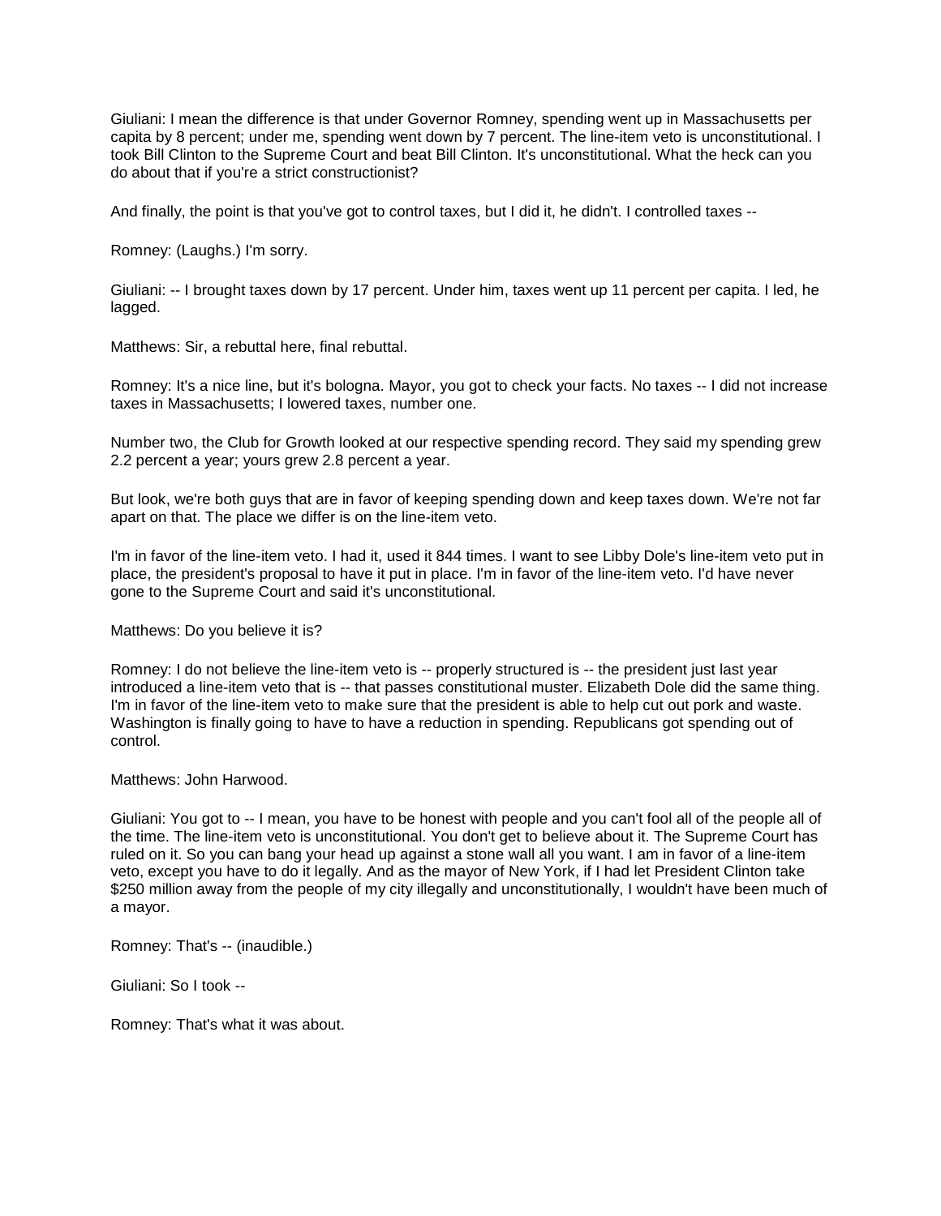Giuliani: I mean the difference is that under Governor Romney, spending went up in Massachusetts per capita by 8 percent; under me, spending went down by 7 percent. The line-item veto is unconstitutional. I took Bill Clinton to the Supreme Court and beat Bill Clinton. It's unconstitutional. What the heck can you do about that if you're a strict constructionist?

And finally, the point is that you've got to control taxes, but I did it, he didn't. I controlled taxes --

Romney: (Laughs.) I'm sorry.

Giuliani: -- I brought taxes down by 17 percent. Under him, taxes went up 11 percent per capita. I led, he lagged.

Matthews: Sir, a rebuttal here, final rebuttal.

Romney: It's a nice line, but it's bologna. Mayor, you got to check your facts. No taxes -- I did not increase taxes in Massachusetts; I lowered taxes, number one.

Number two, the Club for Growth looked at our respective spending record. They said my spending grew 2.2 percent a year; yours grew 2.8 percent a year.

But look, we're both guys that are in favor of keeping spending down and keep taxes down. We're not far apart on that. The place we differ is on the line-item veto.

I'm in favor of the line-item veto. I had it, used it 844 times. I want to see Libby Dole's line-item veto put in place, the president's proposal to have it put in place. I'm in favor of the line-item veto. I'd have never gone to the Supreme Court and said it's unconstitutional.

Matthews: Do you believe it is?

Romney: I do not believe the line-item veto is -- properly structured is -- the president just last year introduced a line-item veto that is -- that passes constitutional muster. Elizabeth Dole did the same thing. I'm in favor of the line-item veto to make sure that the president is able to help cut out pork and waste. Washington is finally going to have to have a reduction in spending. Republicans got spending out of control.

Matthews: John Harwood.

Giuliani: You got to -- I mean, you have to be honest with people and you can't fool all of the people all of the time. The line-item veto is unconstitutional. You don't get to believe about it. The Supreme Court has ruled on it. So you can bang your head up against a stone wall all you want. I am in favor of a line-item veto, except you have to do it legally. And as the mayor of New York, if I had let President Clinton take $250 million away from the people of my city illegally and unconstitutionally, I wouldn't have been much of a mayor.

Romney: That's -- (inaudible.)

Giuliani: So I took --

Romney: That's what it was about.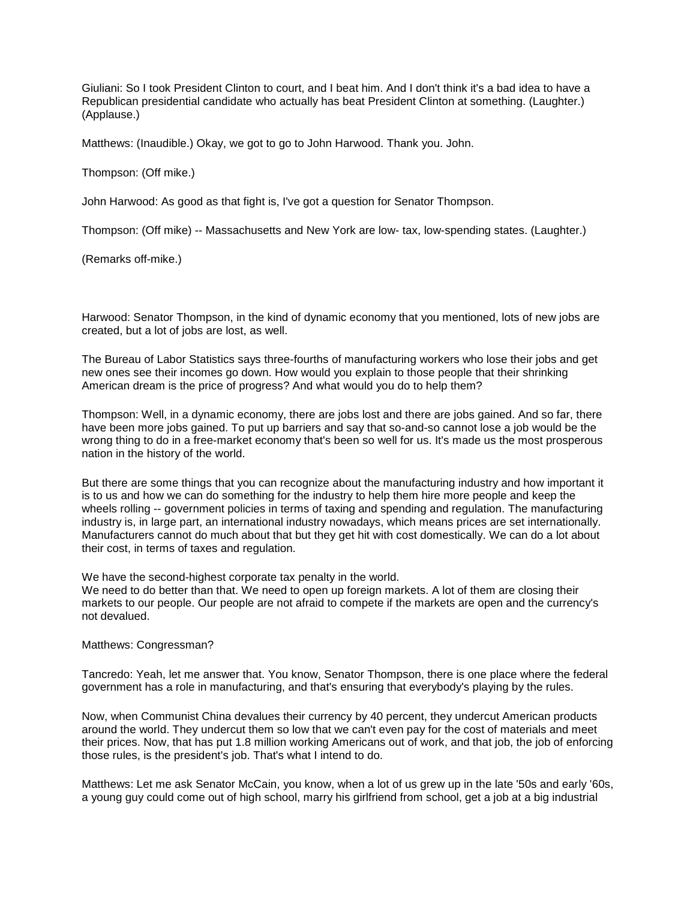Giuliani: So I took President Clinton to court, and I beat him. And I don't think it's a bad idea to have a Republican presidential candidate who actually has beat President Clinton at something. (Laughter.) (Applause.)

Matthews: (Inaudible.) Okay, we got to go to John Harwood. Thank you. John.

Thompson: (Off mike.)

John Harwood: As good as that fight is, I've got a question for Senator Thompson.

Thompson: (Off mike) -- Massachusetts and New York are low- tax, low-spending states. (Laughter.)

(Remarks off-mike.)

Harwood: Senator Thompson, in the kind of dynamic economy that you mentioned, lots of new jobs are created, but a lot of jobs are lost, as well.

The Bureau of Labor Statistics says three-fourths of manufacturing workers who lose their jobs and get new ones see their incomes go down. How would you explain to those people that their shrinking American dream is the price of progress? And what would you do to help them?

Thompson: Well, in a dynamic economy, there are jobs lost and there are jobs gained. And so far, there have been more jobs gained. To put up barriers and say that so-and-so cannot lose a job would be the wrong thing to do in a free-market economy that's been so well for us. It's made us the most prosperous nation in the history of the world.

But there are some things that you can recognize about the manufacturing industry and how important it is to us and how we can do something for the industry to help them hire more people and keep the wheels rolling -- government policies in terms of taxing and spending and regulation. The manufacturing industry is, in large part, an international industry nowadays, which means prices are set internationally. Manufacturers cannot do much about that but they get hit with cost domestically. We can do a lot about their cost, in terms of taxes and regulation.

We have the second-highest corporate tax penalty in the world.
We need to do better than that. We need to open up foreign markets. A lot of them are closing their markets to our people. Our people are not afraid to compete if the markets are open and the currency's not devalued.

Matthews: Congressman?

Tancredo: Yeah, let me answer that. You know, Senator Thompson, there is one place where the federal government has a role in manufacturing, and that's ensuring that everybody's playing by the rules.

Now, when Communist China devalues their currency by 40 percent, they undercut American products around the world. They undercut them so low that we can't even pay for the cost of materials and meet their prices. Now, that has put 1.8 million working Americans out of work, and that job, the job of enforcing those rules, is the president's job. That's what I intend to do.

Matthews: Let me ask Senator McCain, you know, when a lot of us grew up in the late '50s and early '60s, a young guy could come out of high school, marry his girlfriend from school, get a job at a big industrial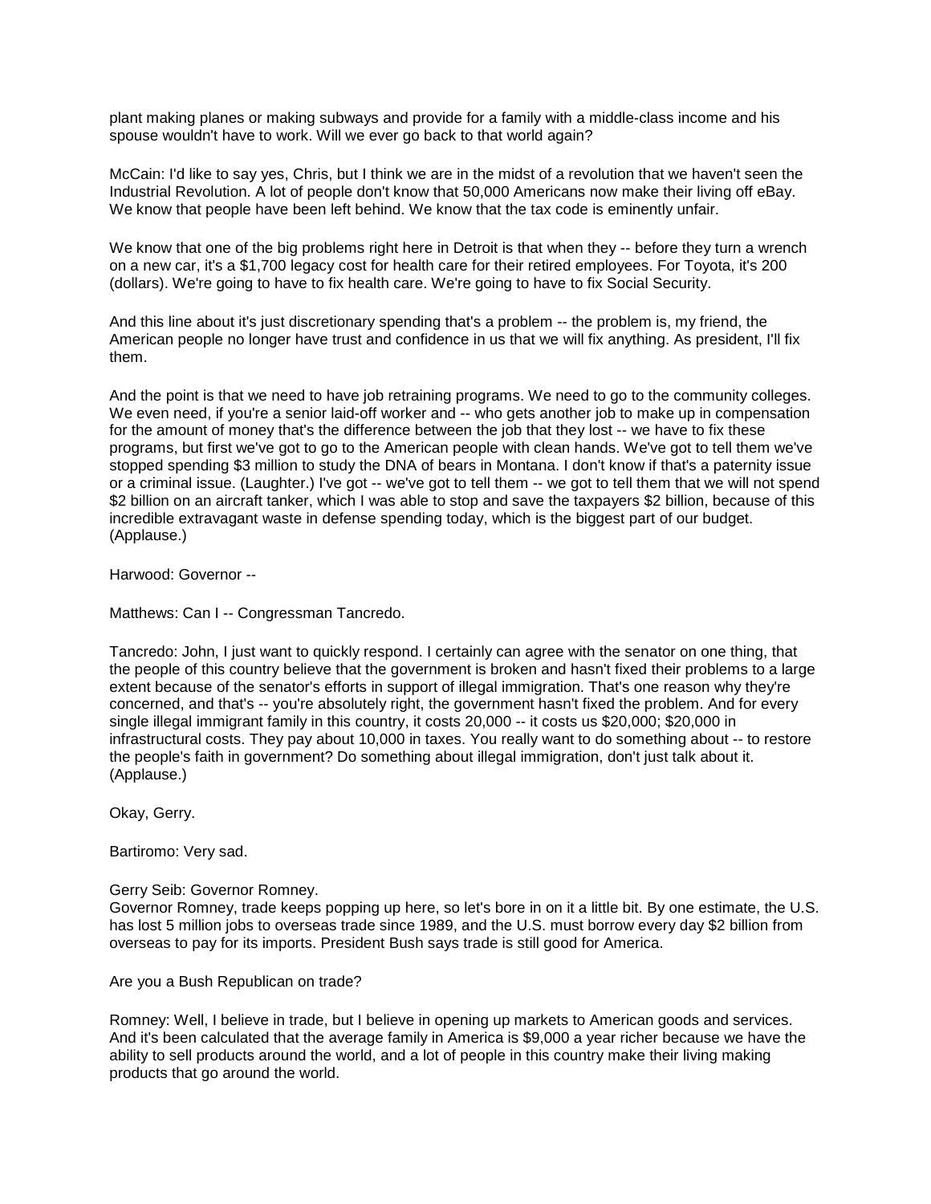plant making planes or making subways and provide for a family with a middle-class income and his spouse wouldn't have to work. Will we ever go back to that world again?

McCain: I'd like to say yes, Chris, but I think we are in the midst of a revolution that we haven't seen the Industrial Revolution. A lot of people don't know that 50,000 Americans now make their living off eBay. We know that people have been left behind. We know that the tax code is eminently unfair.

We know that one of the big problems right here in Detroit is that when they -- before they turn a wrench on a new car, it's a $1,700 legacy cost for health care for their retired employees. For Toyota, it's 200 (dollars). We're going to have to fix health care. We're going to have to fix Social Security.

And this line about it's just discretionary spending that's a problem -- the problem is, my friend, the American people no longer have trust and confidence in us that we will fix anything. As president, I'll fix them.

And the point is that we need to have job retraining programs. We need to go to the community colleges. We even need, if you're a senior laid-off worker and -- who gets another job to make up in compensation for the amount of money that's the difference between the job that they lost -- we have to fix these programs, but first we've got to go to the American people with clean hands. We've got to tell them we've stopped spending $3 million to study the DNA of bears in Montana. I don't know if that's a paternity issue or a criminal issue. (Laughter.) I've got -- we've got to tell them -- we got to tell them that we will not spend $2 billion on an aircraft tanker, which I was able to stop and save the taxpayers $2 billion, because of this incredible extravagant waste in defense spending today, which is the biggest part of our budget. (Applause.)

Harwood: Governor --

Matthews: Can I -- Congressman Tancredo.

Tancredo: John, I just want to quickly respond. I certainly can agree with the senator on one thing, that the people of this country believe that the government is broken and hasn't fixed their problems to a large extent because of the senator's efforts in support of illegal immigration. That's one reason why they're concerned, and that's -- you're absolutely right, the government hasn't fixed the problem. And for every single illegal immigrant family in this country, it costs 20,000 -- it costs us $20,000; $20,000 in infrastructural costs. They pay about 10,000 in taxes. You really want to do something about -- to restore the people's faith in government? Do something about illegal immigration, don't just talk about it. (Applause.)

Okay, Gerry.

Bartiromo: Very sad.

Gerry Seib: Governor Romney.
Governor Romney, trade keeps popping up here, so let's bore in on it a little bit. By one estimate, the U.S. has lost 5 million jobs to overseas trade since 1989, and the U.S. must borrow every day $2 billion from overseas to pay for its imports. President Bush says trade is still good for America.

Are you a Bush Republican on trade?

Romney: Well, I believe in trade, but I believe in opening up markets to American goods and services. And it's been calculated that the average family in America is $9,000 a year richer because we have the ability to sell products around the world, and a lot of people in this country make their living making products that go around the world.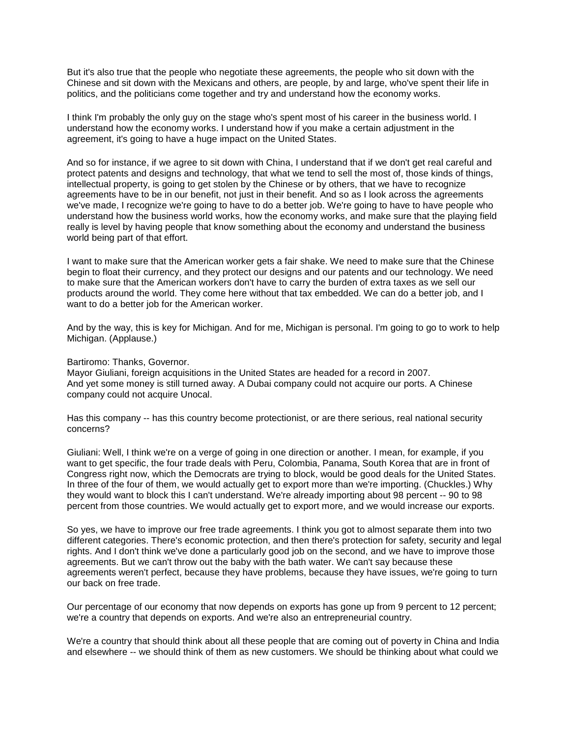But it's also true that the people who negotiate these agreements, the people who sit down with the Chinese and sit down with the Mexicans and others, are people, by and large, who've spent their life in politics, and the politicians come together and try and understand how the economy works.

I think I'm probably the only guy on the stage who's spent most of his career in the business world. I understand how the economy works. I understand how if you make a certain adjustment in the agreement, it's going to have a huge impact on the United States.

And so for instance, if we agree to sit down with China, I understand that if we don't get real careful and protect patents and designs and technology, that what we tend to sell the most of, those kinds of things, intellectual property, is going to get stolen by the Chinese or by others, that we have to recognize agreements have to be in our benefit, not just in their benefit. And so as I look across the agreements we've made, I recognize we're going to have to do a better job. We're going to have to have people who understand how the business world works, how the economy works, and make sure that the playing field really is level by having people that know something about the economy and understand the business world being part of that effort.

I want to make sure that the American worker gets a fair shake. We need to make sure that the Chinese begin to float their currency, and they protect our designs and our patents and our technology. We need to make sure that the American workers don't have to carry the burden of extra taxes as we sell our products around the world. They come here without that tax embedded. We can do a better job, and I want to do a better job for the American worker.

And by the way, this is key for Michigan. And for me, Michigan is personal. I'm going to go to work to help Michigan. (Applause.)

Bartiromo: Thanks, Governor.
Mayor Giuliani, foreign acquisitions in the United States are headed for a record in 2007.
And yet some money is still turned away. A Dubai company could not acquire our ports. A Chinese company could not acquire Unocal.

Has this company -- has this country become protectionist, or are there serious, real national security concerns?

Giuliani: Well, I think we're on a verge of going in one direction or another. I mean, for example, if you want to get specific, the four trade deals with Peru, Colombia, Panama, South Korea that are in front of Congress right now, which the Democrats are trying to block, would be good deals for the United States. In three of the four of them, we would actually get to export more than we're importing. (Chuckles.) Why they would want to block this I can't understand. We're already importing about 98 percent -- 90 to 98 percent from those countries. We would actually get to export more, and we would increase our exports.

So yes, we have to improve our free trade agreements. I think you got to almost separate them into two different categories. There's economic protection, and then there's protection for safety, security and legal rights. And I don't think we've done a particularly good job on the second, and we have to improve those agreements. But we can't throw out the baby with the bath water. We can't say because these agreements weren't perfect, because they have problems, because they have issues, we're going to turn our back on free trade.

Our percentage of our economy that now depends on exports has gone up from 9 percent to 12 percent; we're a country that depends on exports. And we're also an entrepreneurial country.

We're a country that should think about all these people that are coming out of poverty in China and India and elsewhere -- we should think of them as new customers. We should be thinking about what could we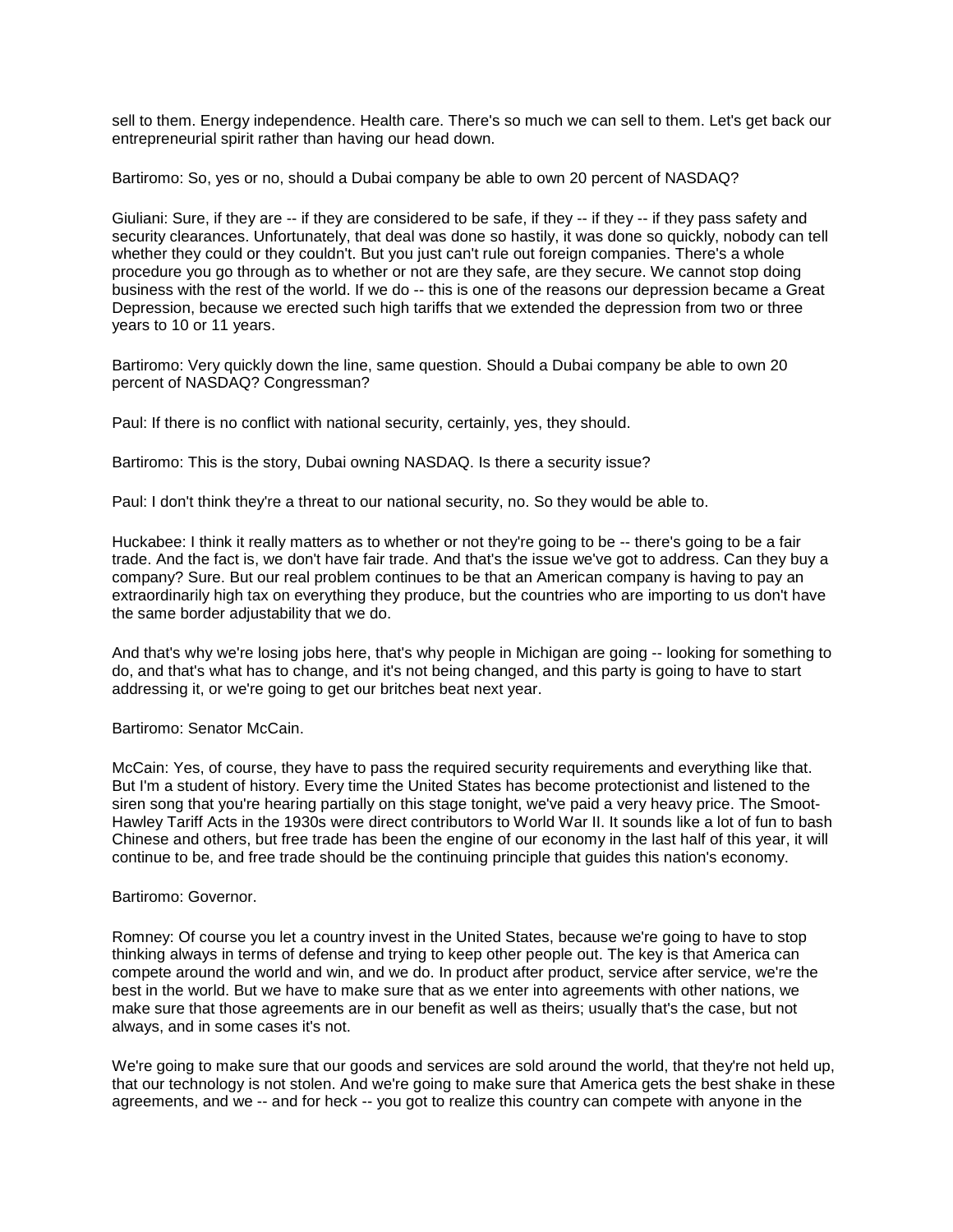sell to them. Energy independence. Health care. There's so much we can sell to them. Let's get back our entrepreneurial spirit rather than having our head down.

Bartiromo: So, yes or no, should a Dubai company be able to own 20 percent of NASDAQ?

Giuliani: Sure, if they are -- if they are considered to be safe, if they -- if they -- if they pass safety and security clearances. Unfortunately, that deal was done so hastily, it was done so quickly, nobody can tell whether they could or they couldn't. But you just can't rule out foreign companies. There's a whole procedure you go through as to whether or not are they safe, are they secure. We cannot stop doing business with the rest of the world. If we do -- this is one of the reasons our depression became a Great Depression, because we erected such high tariffs that we extended the depression from two or three years to 10 or 11 years.

Bartiromo: Very quickly down the line, same question. Should a Dubai company be able to own 20 percent of NASDAQ? Congressman?

Paul: If there is no conflict with national security, certainly, yes, they should.

Bartiromo: This is the story, Dubai owning NASDAQ. Is there a security issue?

Paul: I don't think they're a threat to our national security, no. So they would be able to.

Huckabee: I think it really matters as to whether or not they're going to be -- there's going to be a fair trade. And the fact is, we don't have fair trade. And that's the issue we've got to address. Can they buy a company? Sure. But our real problem continues to be that an American company is having to pay an extraordinarily high tax on everything they produce, but the countries who are importing to us don't have the same border adjustability that we do.

And that's why we're losing jobs here, that's why people in Michigan are going -- looking for something to do, and that's what has to change, and it's not being changed, and this party is going to have to start addressing it, or we're going to get our britches beat next year.

Bartiromo: Senator McCain.

McCain: Yes, of course, they have to pass the required security requirements and everything like that. But I'm a student of history. Every time the United States has become protectionist and listened to the siren song that you're hearing partially on this stage tonight, we've paid a very heavy price. The Smoot-Hawley Tariff Acts in the 1930s were direct contributors to World War II. It sounds like a lot of fun to bash Chinese and others, but free trade has been the engine of our economy in the last half of this year, it will continue to be, and free trade should be the continuing principle that guides this nation's economy.

Bartiromo: Governor.

Romney: Of course you let a country invest in the United States, because we're going to have to stop thinking always in terms of defense and trying to keep other people out. The key is that America can compete around the world and win, and we do. In product after product, service after service, we're the best in the world. But we have to make sure that as we enter into agreements with other nations, we make sure that those agreements are in our benefit as well as theirs; usually that's the case, but not always, and in some cases it's not.

We're going to make sure that our goods and services are sold around the world, that they're not held up, that our technology is not stolen. And we're going to make sure that America gets the best shake in these agreements, and we -- and for heck -- you got to realize this country can compete with anyone in the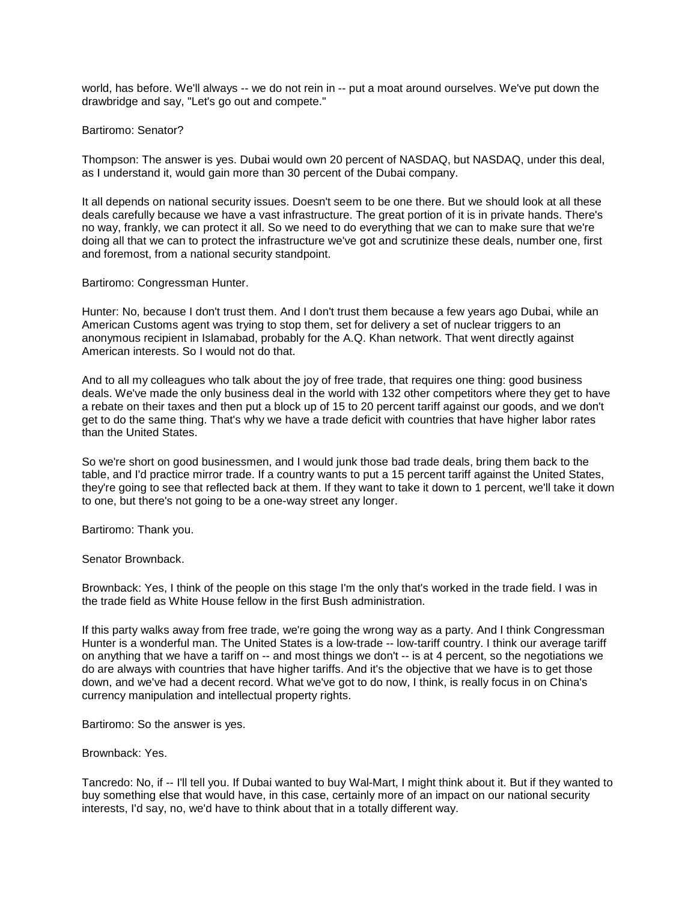world, has before. We'll always -- we do not rein in -- put a moat around ourselves. We've put down the drawbridge and say, "Let's go out and compete."

Bartiromo: Senator?

Thompson: The answer is yes. Dubai would own 20 percent of NASDAQ, but NASDAQ, under this deal, as I understand it, would gain more than 30 percent of the Dubai company.

It all depends on national security issues. Doesn't seem to be one there. But we should look at all these deals carefully because we have a vast infrastructure. The great portion of it is in private hands. There's no way, frankly, we can protect it all. So we need to do everything that we can to make sure that we're doing all that we can to protect the infrastructure we've got and scrutinize these deals, number one, first and foremost, from a national security standpoint.

Bartiromo: Congressman Hunter.

Hunter: No, because I don't trust them. And I don't trust them because a few years ago Dubai, while an American Customs agent was trying to stop them, set for delivery a set of nuclear triggers to an anonymous recipient in Islamabad, probably for the A.Q. Khan network. That went directly against American interests. So I would not do that.

And to all my colleagues who talk about the joy of free trade, that requires one thing: good business deals. We've made the only business deal in the world with 132 other competitors where they get to have a rebate on their taxes and then put a block up of 15 to 20 percent tariff against our goods, and we don't get to do the same thing. That's why we have a trade deficit with countries that have higher labor rates than the United States.

So we're short on good businessmen, and I would junk those bad trade deals, bring them back to the table, and I'd practice mirror trade. If a country wants to put a 15 percent tariff against the United States, they're going to see that reflected back at them. If they want to take it down to 1 percent, we'll take it down to one, but there's not going to be a one-way street any longer.

Bartiromo: Thank you.

Senator Brownback.

Brownback: Yes, I think of the people on this stage I'm the only that's worked in the trade field. I was in the trade field as White House fellow in the first Bush administration.

If this party walks away from free trade, we're going the wrong way as a party. And I think Congressman Hunter is a wonderful man. The United States is a low-trade -- low-tariff country. I think our average tariff on anything that we have a tariff on -- and most things we don't -- is at 4 percent, so the negotiations we do are always with countries that have higher tariffs. And it's the objective that we have is to get those down, and we've had a decent record. What we've got to do now, I think, is really focus in on China's currency manipulation and intellectual property rights.

Bartiromo: So the answer is yes.

Brownback: Yes.

Tancredo: No, if -- I'll tell you. If Dubai wanted to buy Wal-Mart, I might think about it. But if they wanted to buy something else that would have, in this case, certainly more of an impact on our national security interests, I'd say, no, we'd have to think about that in a totally different way.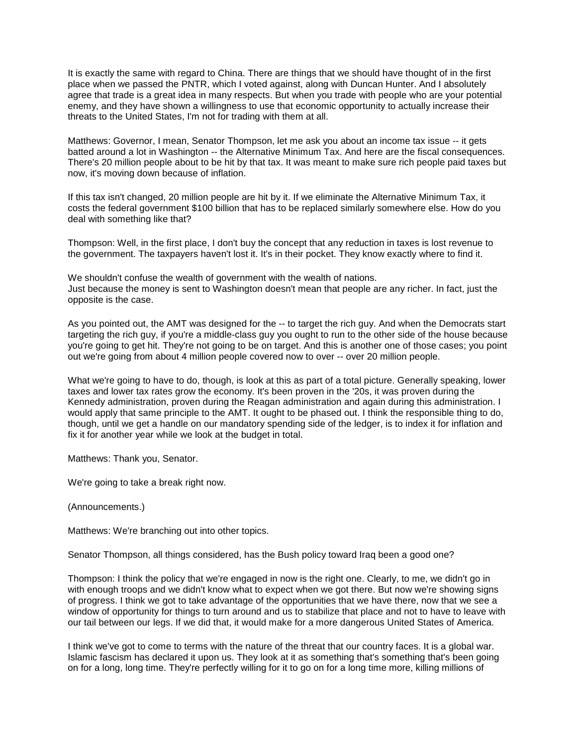It is exactly the same with regard to China. There are things that we should have thought of in the first place when we passed the PNTR, which I voted against, along with Duncan Hunter. And I absolutely agree that trade is a great idea in many respects. But when you trade with people who are your potential enemy, and they have shown a willingness to use that economic opportunity to actually increase their threats to the United States, I'm not for trading with them at all.

Matthews: Governor, I mean, Senator Thompson, let me ask you about an income tax issue -- it gets batted around a lot in Washington -- the Alternative Minimum Tax. And here are the fiscal consequences. There's 20 million people about to be hit by that tax. It was meant to make sure rich people paid taxes but now, it's moving down because of inflation.

If this tax isn't changed, 20 million people are hit by it. If we eliminate the Alternative Minimum Tax, it costs the federal government $100 billion that has to be replaced similarly somewhere else. How do you deal with something like that?

Thompson: Well, in the first place, I don't buy the concept that any reduction in taxes is lost revenue to the government. The taxpayers haven't lost it. It's in their pocket. They know exactly where to find it.

We shouldn't confuse the wealth of government with the wealth of nations.
Just because the money is sent to Washington doesn't mean that people are any richer. In fact, just the opposite is the case.

As you pointed out, the AMT was designed for the -- to target the rich guy. And when the Democrats start targeting the rich guy, if you're a middle-class guy you ought to run to the other side of the house because you're going to get hit. They're not going to be on target. And this is another one of those cases; you point out we're going from about 4 million people covered now to over -- over 20 million people.

What we're going to have to do, though, is look at this as part of a total picture. Generally speaking, lower taxes and lower tax rates grow the economy. It's been proven in the '20s, it was proven during the Kennedy administration, proven during the Reagan administration and again during this administration. I would apply that same principle to the AMT. It ought to be phased out. I think the responsible thing to do, though, until we get a handle on our mandatory spending side of the ledger, is to index it for inflation and fix it for another year while we look at the budget in total.

Matthews: Thank you, Senator.

We're going to take a break right now.

(Announcements.)

Matthews: We're branching out into other topics.

Senator Thompson, all things considered, has the Bush policy toward Iraq been a good one?

Thompson: I think the policy that we're engaged in now is the right one. Clearly, to me, we didn't go in with enough troops and we didn't know what to expect when we got there. But now we're showing signs of progress. I think we got to take advantage of the opportunities that we have there, now that we see a window of opportunity for things to turn around and us to stabilize that place and not to have to leave with our tail between our legs. If we did that, it would make for a more dangerous United States of America.

I think we've got to come to terms with the nature of the threat that our country faces. It is a global war. Islamic fascism has declared it upon us. They look at it as something that's something that's been going on for a long, long time. They're perfectly willing for it to go on for a long time more, killing millions of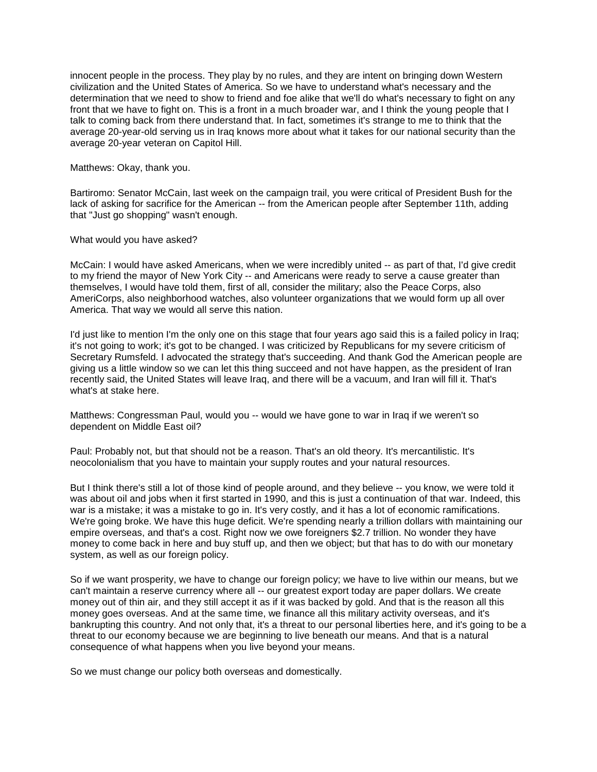innocent people in the process. They play by no rules, and they are intent on bringing down Western civilization and the United States of America. So we have to understand what's necessary and the determination that we need to show to friend and foe alike that we'll do what's necessary to fight on any front that we have to fight on. This is a front in a much broader war, and I think the young people that I talk to coming back from there understand that. In fact, sometimes it's strange to me to think that the average 20-year-old serving us in Iraq knows more about what it takes for our national security than the average 20-year veteran on Capitol Hill.

Matthews: Okay, thank you.

Bartiromo: Senator McCain, last week on the campaign trail, you were critical of President Bush for the lack of asking for sacrifice for the American -- from the American people after September 11th, adding that "Just go shopping" wasn't enough.

What would you have asked?

McCain: I would have asked Americans, when we were incredibly united -- as part of that, I'd give credit to my friend the mayor of New York City -- and Americans were ready to serve a cause greater than themselves, I would have told them, first of all, consider the military; also the Peace Corps, also AmeriCorps, also neighborhood watches, also volunteer organizations that we would form up all over America. That way we would all serve this nation.

I'd just like to mention I'm the only one on this stage that four years ago said this is a failed policy in Iraq; it's not going to work; it's got to be changed. I was criticized by Republicans for my severe criticism of Secretary Rumsfeld. I advocated the strategy that's succeeding. And thank God the American people are giving us a little window so we can let this thing succeed and not have happen, as the president of Iran recently said, the United States will leave Iraq, and there will be a vacuum, and Iran will fill it. That's what's at stake here.

Matthews: Congressman Paul, would you -- would we have gone to war in Iraq if we weren't so dependent on Middle East oil?

Paul: Probably not, but that should not be a reason. That's an old theory. It's mercantilistic. It's neocolonialism that you have to maintain your supply routes and your natural resources.

But I think there's still a lot of those kind of people around, and they believe -- you know, we were told it was about oil and jobs when it first started in 1990, and this is just a continuation of that war. Indeed, this war is a mistake; it was a mistake to go in. It's very costly, and it has a lot of economic ramifications. We're going broke. We have this huge deficit. We're spending nearly a trillion dollars with maintaining our empire overseas, and that's a cost. Right now we owe foreigners $2.7 trillion. No wonder they have money to come back in here and buy stuff up, and then we object; but that has to do with our monetary system, as well as our foreign policy.

So if we want prosperity, we have to change our foreign policy; we have to live within our means, but we can't maintain a reserve currency where all -- our greatest export today are paper dollars. We create money out of thin air, and they still accept it as if it was backed by gold. And that is the reason all this money goes overseas. And at the same time, we finance all this military activity overseas, and it's bankrupting this country. And not only that, it's a threat to our personal liberties here, and it's going to be a threat to our economy because we are beginning to live beneath our means. And that is a natural consequence of what happens when you live beyond your means.

So we must change our policy both overseas and domestically.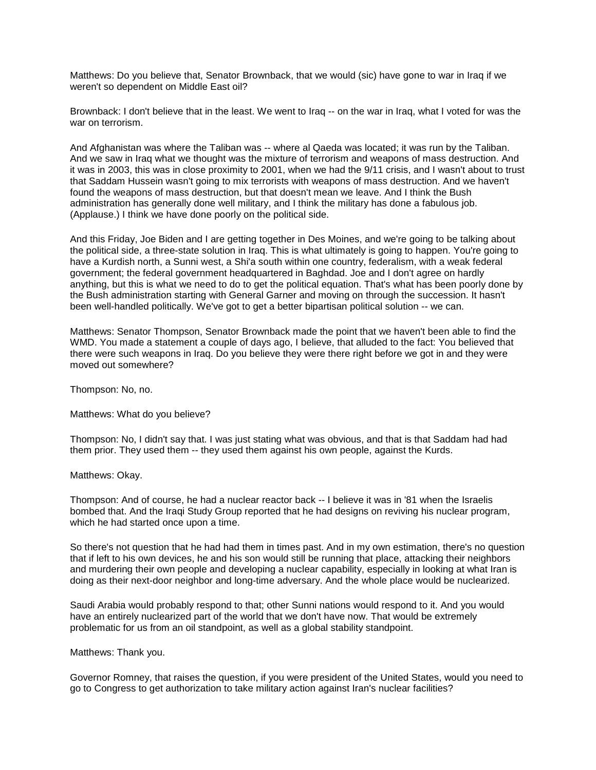Matthews: Do you believe that, Senator Brownback, that we would (sic) have gone to war in Iraq if we weren't so dependent on Middle East oil?

Brownback: I don't believe that in the least. We went to Iraq -- on the war in Iraq, what I voted for was the war on terrorism.

And Afghanistan was where the Taliban was -- where al Qaeda was located; it was run by the Taliban. And we saw in Iraq what we thought was the mixture of terrorism and weapons of mass destruction. And it was in 2003, this was in close proximity to 2001, when we had the 9/11 crisis, and I wasn't about to trust that Saddam Hussein wasn't going to mix terrorists with weapons of mass destruction. And we haven't found the weapons of mass destruction, but that doesn't mean we leave. And I think the Bush administration has generally done well military, and I think the military has done a fabulous job. (Applause.) I think we have done poorly on the political side.

And this Friday, Joe Biden and I are getting together in Des Moines, and we're going to be talking about the political side, a three-state solution in Iraq. This is what ultimately is going to happen. You're going to have a Kurdish north, a Sunni west, a Shi'a south within one country, federalism, with a weak federal government; the federal government headquartered in Baghdad. Joe and I don't agree on hardly anything, but this is what we need to do to get the political equation. That's what has been poorly done by the Bush administration starting with General Garner and moving on through the succession. It hasn't been well-handled politically. We've got to get a better bipartisan political solution -- we can.

Matthews: Senator Thompson, Senator Brownback made the point that we haven't been able to find the WMD. You made a statement a couple of days ago, I believe, that alluded to the fact: You believed that there were such weapons in Iraq. Do you believe they were there right before we got in and they were moved out somewhere?

Thompson: No, no.

Matthews: What do you believe?

Thompson: No, I didn't say that. I was just stating what was obvious, and that is that Saddam had had them prior. They used them -- they used them against his own people, against the Kurds.

Matthews: Okay.

Thompson: And of course, he had a nuclear reactor back -- I believe it was in '81 when the Israelis bombed that. And the Iraqi Study Group reported that he had designs on reviving his nuclear program, which he had started once upon a time.

So there's not question that he had had them in times past. And in my own estimation, there's no question that if left to his own devices, he and his son would still be running that place, attacking their neighbors and murdering their own people and developing a nuclear capability, especially in looking at what Iran is doing as their next-door neighbor and long-time adversary. And the whole place would be nuclearized.

Saudi Arabia would probably respond to that; other Sunni nations would respond to it. And you would have an entirely nuclearized part of the world that we don't have now. That would be extremely problematic for us from an oil standpoint, as well as a global stability standpoint.

Matthews: Thank you.

Governor Romney, that raises the question, if you were president of the United States, would you need to go to Congress to get authorization to take military action against Iran's nuclear facilities?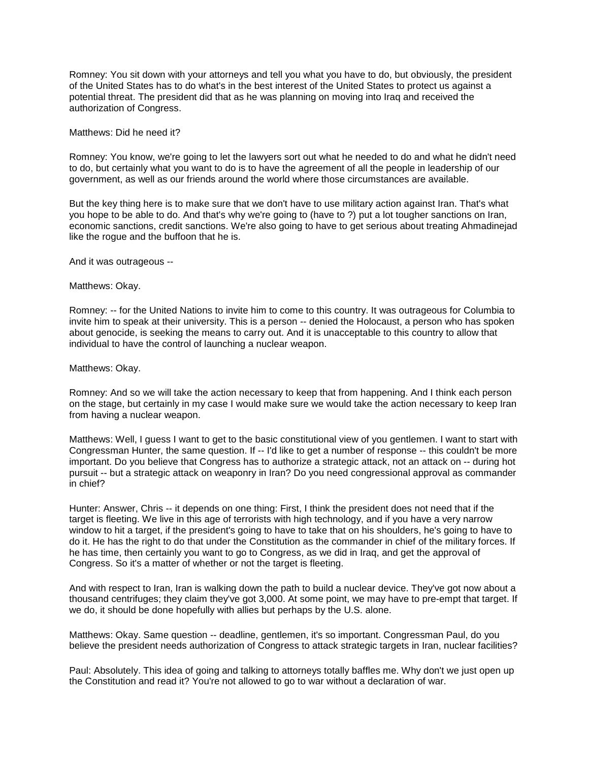Romney: You sit down with your attorneys and tell you what you have to do, but obviously, the president of the United States has to do what's in the best interest of the United States to protect us against a potential threat. The president did that as he was planning on moving into Iraq and received the authorization of Congress.

Matthews: Did he need it?

Romney: You know, we're going to let the lawyers sort out what he needed to do and what he didn't need to do, but certainly what you want to do is to have the agreement of all the people in leadership of our government, as well as our friends around the world where those circumstances are available.

But the key thing here is to make sure that we don't have to use military action against Iran. That's what you hope to be able to do. And that's why we're going to (have to ?) put a lot tougher sanctions on Iran, economic sanctions, credit sanctions. We're also going to have to get serious about treating Ahmadinejad like the rogue and the buffoon that he is.

And it was outrageous --

Matthews: Okay.

Romney: -- for the United Nations to invite him to come to this country. It was outrageous for Columbia to invite him to speak at their university. This is a person -- denied the Holocaust, a person who has spoken about genocide, is seeking the means to carry out. And it is unacceptable to this country to allow that individual to have the control of launching a nuclear weapon.

Matthews: Okay.

Romney: And so we will take the action necessary to keep that from happening. And I think each person on the stage, but certainly in my case I would make sure we would take the action necessary to keep Iran from having a nuclear weapon.

Matthews: Well, I guess I want to get to the basic constitutional view of you gentlemen. I want to start with Congressman Hunter, the same question. If -- I'd like to get a number of response -- this couldn't be more important. Do you believe that Congress has to authorize a strategic attack, not an attack on -- during hot pursuit -- but a strategic attack on weaponry in Iran? Do you need congressional approval as commander in chief?

Hunter: Answer, Chris -- it depends on one thing: First, I think the president does not need that if the target is fleeting. We live in this age of terrorists with high technology, and if you have a very narrow window to hit a target, if the president's going to have to take that on his shoulders, he's going to have to do it. He has the right to do that under the Constitution as the commander in chief of the military forces. If he has time, then certainly you want to go to Congress, as we did in Iraq, and get the approval of Congress. So it's a matter of whether or not the target is fleeting.

And with respect to Iran, Iran is walking down the path to build a nuclear device. They've got now about a thousand centrifuges; they claim they've got 3,000. At some point, we may have to pre-empt that target. If we do, it should be done hopefully with allies but perhaps by the U.S. alone.

Matthews: Okay. Same question -- deadline, gentlemen, it's so important. Congressman Paul, do you believe the president needs authorization of Congress to attack strategic targets in Iran, nuclear facilities?

Paul: Absolutely. This idea of going and talking to attorneys totally baffles me. Why don't we just open up the Constitution and read it? You're not allowed to go to war without a declaration of war.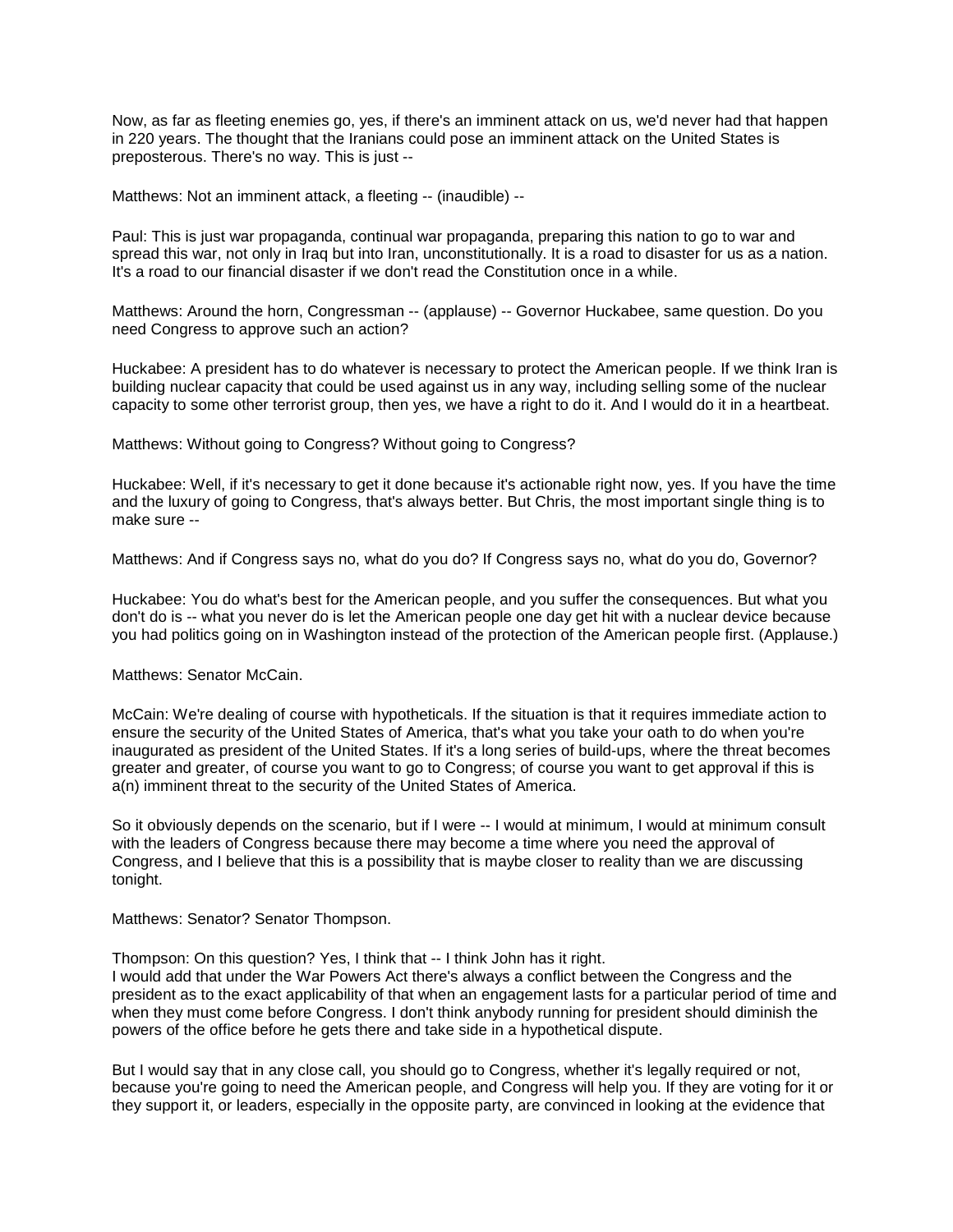Now, as far as fleeting enemies go, yes, if there's an imminent attack on us, we'd never had that happen in 220 years. The thought that the Iranians could pose an imminent attack on the United States is preposterous. There's no way. This is just --

Matthews: Not an imminent attack, a fleeting -- (inaudible) --

Paul: This is just war propaganda, continual war propaganda, preparing this nation to go to war and spread this war, not only in Iraq but into Iran, unconstitutionally. It is a road to disaster for us as a nation. It's a road to our financial disaster if we don't read the Constitution once in a while.

Matthews: Around the horn, Congressman -- (applause) -- Governor Huckabee, same question. Do you need Congress to approve such an action?

Huckabee: A president has to do whatever is necessary to protect the American people. If we think Iran is building nuclear capacity that could be used against us in any way, including selling some of the nuclear capacity to some other terrorist group, then yes, we have a right to do it. And I would do it in a heartbeat.

Matthews: Without going to Congress? Without going to Congress?

Huckabee: Well, if it's necessary to get it done because it's actionable right now, yes. If you have the time and the luxury of going to Congress, that's always better. But Chris, the most important single thing is to make sure --

Matthews: And if Congress says no, what do you do? If Congress says no, what do you do, Governor?

Huckabee: You do what's best for the American people, and you suffer the consequences. But what you don't do is -- what you never do is let the American people one day get hit with a nuclear device because you had politics going on in Washington instead of the protection of the American people first. (Applause.)

Matthews: Senator McCain.

McCain: We're dealing of course with hypotheticals. If the situation is that it requires immediate action to ensure the security of the United States of America, that's what you take your oath to do when you're inaugurated as president of the United States. If it's a long series of build-ups, where the threat becomes greater and greater, of course you want to go to Congress; of course you want to get approval if this is a(n) imminent threat to the security of the United States of America.

So it obviously depends on the scenario, but if I were -- I would at minimum, I would at minimum consult with the leaders of Congress because there may become a time where you need the approval of Congress, and I believe that this is a possibility that is maybe closer to reality than we are discussing tonight.

Matthews: Senator? Senator Thompson.

Thompson: On this question? Yes, I think that -- I think John has it right.
I would add that under the War Powers Act there's always a conflict between the Congress and the president as to the exact applicability of that when an engagement lasts for a particular period of time and when they must come before Congress. I don't think anybody running for president should diminish the powers of the office before he gets there and take side in a hypothetical dispute.

But I would say that in any close call, you should go to Congress, whether it's legally required or not, because you're going to need the American people, and Congress will help you. If they are voting for it or they support it, or leaders, especially in the opposite party, are convinced in looking at the evidence that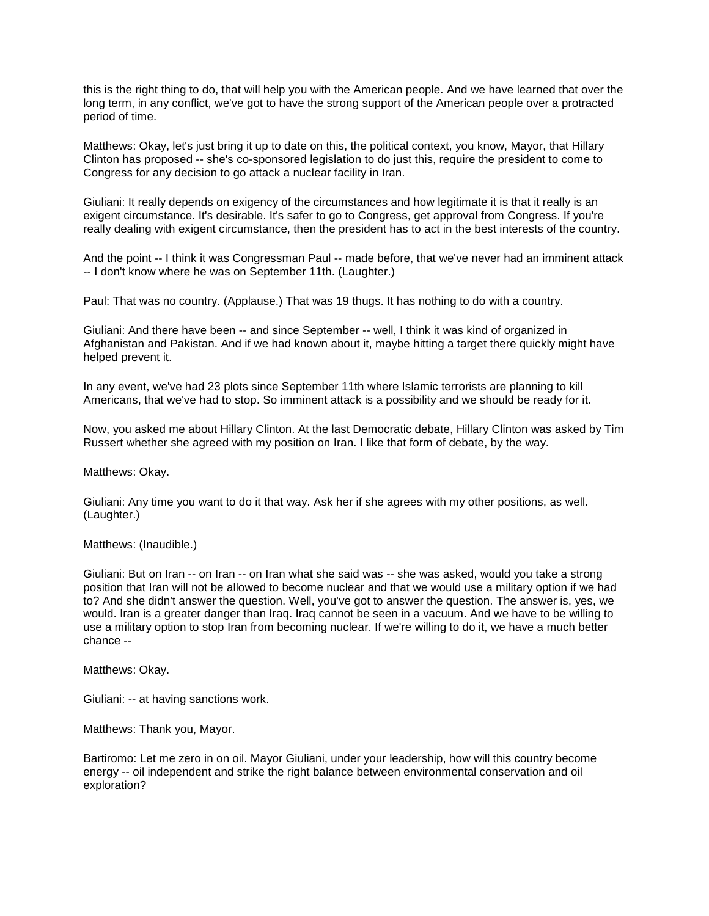this is the right thing to do, that will help you with the American people. And we have learned that over the long term, in any conflict, we've got to have the strong support of the American people over a protracted period of time.

Matthews: Okay, let's just bring it up to date on this, the political context, you know, Mayor, that Hillary Clinton has proposed -- she's co-sponsored legislation to do just this, require the president to come to Congress for any decision to go attack a nuclear facility in Iran.

Giuliani: It really depends on exigency of the circumstances and how legitimate it is that it really is an exigent circumstance. It's desirable. It's safer to go to Congress, get approval from Congress. If you're really dealing with exigent circumstance, then the president has to act in the best interests of the country.

And the point -- I think it was Congressman Paul -- made before, that we've never had an imminent attack -- I don't know where he was on September 11th. (Laughter.)

Paul: That was no country. (Applause.) That was 19 thugs. It has nothing to do with a country.

Giuliani: And there have been -- and since September -- well, I think it was kind of organized in Afghanistan and Pakistan. And if we had known about it, maybe hitting a target there quickly might have helped prevent it.

In any event, we've had 23 plots since September 11th where Islamic terrorists are planning to kill Americans, that we've had to stop. So imminent attack is a possibility and we should be ready for it.

Now, you asked me about Hillary Clinton. At the last Democratic debate, Hillary Clinton was asked by Tim Russert whether she agreed with my position on Iran. I like that form of debate, by the way.

Matthews: Okay.

Giuliani: Any time you want to do it that way. Ask her if she agrees with my other positions, as well. (Laughter.)

Matthews: (Inaudible.)

Giuliani: But on Iran -- on Iran -- on Iran what she said was -- she was asked, would you take a strong position that Iran will not be allowed to become nuclear and that we would use a military option if we had to? And she didn't answer the question. Well, you've got to answer the question. The answer is, yes, we would. Iran is a greater danger than Iraq. Iraq cannot be seen in a vacuum. And we have to be willing to use a military option to stop Iran from becoming nuclear. If we're willing to do it, we have a much better chance --

Matthews: Okay.

Giuliani: -- at having sanctions work.

Matthews: Thank you, Mayor.

Bartiromo: Let me zero in on oil. Mayor Giuliani, under your leadership, how will this country become energy -- oil independent and strike the right balance between environmental conservation and oil exploration?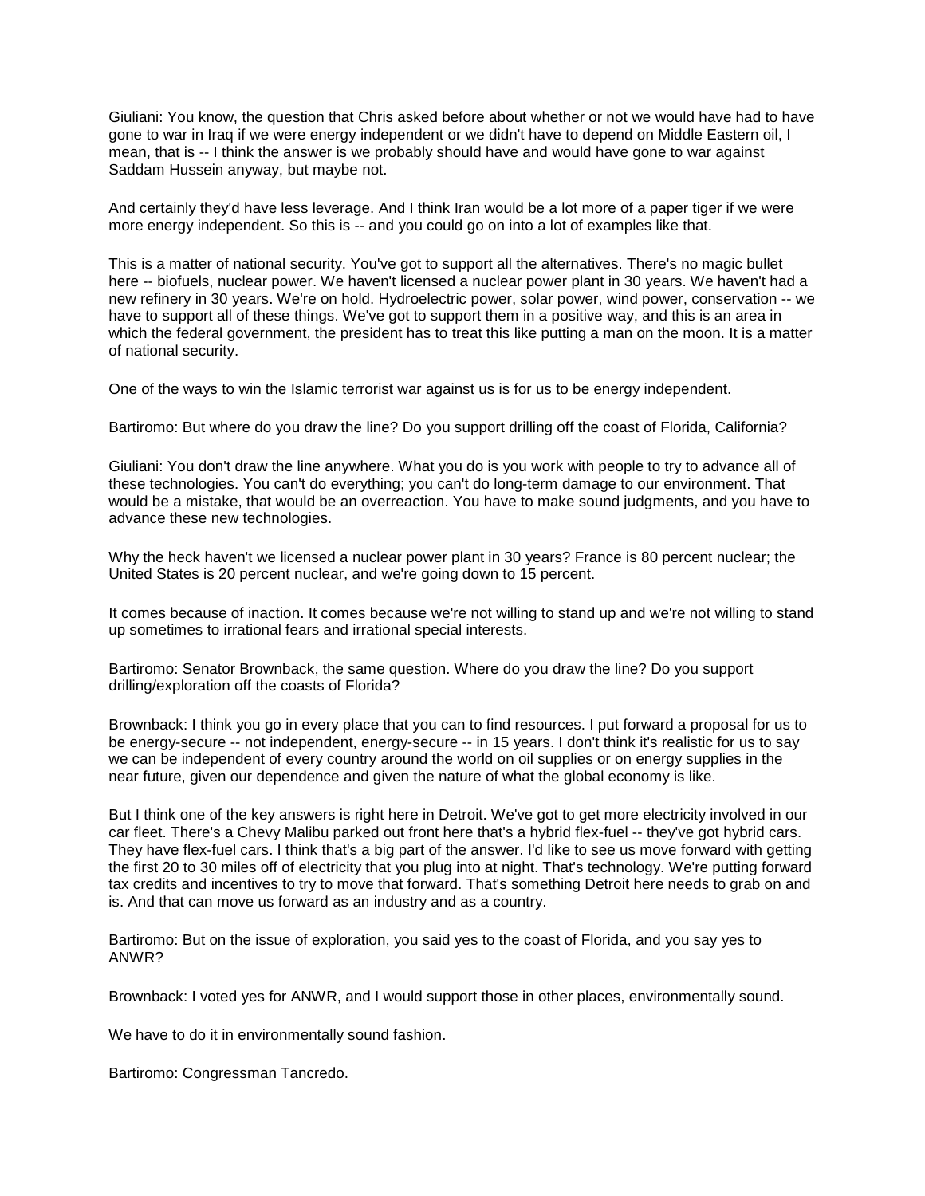Giuliani: You know, the question that Chris asked before about whether or not we would have had to have gone to war in Iraq if we were energy independent or we didn't have to depend on Middle Eastern oil, I mean, that is -- I think the answer is we probably should have and would have gone to war against Saddam Hussein anyway, but maybe not.

And certainly they'd have less leverage. And I think Iran would be a lot more of a paper tiger if we were more energy independent. So this is -- and you could go on into a lot of examples like that.

This is a matter of national security. You've got to support all the alternatives. There's no magic bullet here -- biofuels, nuclear power. We haven't licensed a nuclear power plant in 30 years. We haven't had a new refinery in 30 years. We're on hold. Hydroelectric power, solar power, wind power, conservation -- we have to support all of these things. We've got to support them in a positive way, and this is an area in which the federal government, the president has to treat this like putting a man on the moon. It is a matter of national security.

One of the ways to win the Islamic terrorist war against us is for us to be energy independent.

Bartiromo: But where do you draw the line? Do you support drilling off the coast of Florida, California?

Giuliani: You don't draw the line anywhere. What you do is you work with people to try to advance all of these technologies. You can't do everything; you can't do long-term damage to our environment. That would be a mistake, that would be an overreaction. You have to make sound judgments, and you have to advance these new technologies.

Why the heck haven't we licensed a nuclear power plant in 30 years? France is 80 percent nuclear; the United States is 20 percent nuclear, and we're going down to 15 percent.

It comes because of inaction. It comes because we're not willing to stand up and we're not willing to stand up sometimes to irrational fears and irrational special interests.

Bartiromo: Senator Brownback, the same question. Where do you draw the line? Do you support drilling/exploration off the coasts of Florida?

Brownback: I think you go in every place that you can to find resources. I put forward a proposal for us to be energy-secure -- not independent, energy-secure -- in 15 years. I don't think it's realistic for us to say we can be independent of every country around the world on oil supplies or on energy supplies in the near future, given our dependence and given the nature of what the global economy is like.

But I think one of the key answers is right here in Detroit. We've got to get more electricity involved in our car fleet. There's a Chevy Malibu parked out front here that's a hybrid flex-fuel -- they've got hybrid cars. They have flex-fuel cars. I think that's a big part of the answer. I'd like to see us move forward with getting the first 20 to 30 miles off of electricity that you plug into at night. That's technology. We're putting forward tax credits and incentives to try to move that forward. That's something Detroit here needs to grab on and is. And that can move us forward as an industry and as a country.

Bartiromo: But on the issue of exploration, you said yes to the coast of Florida, and you say yes to ANWR?

Brownback: I voted yes for ANWR, and I would support those in other places, environmentally sound.

We have to do it in environmentally sound fashion.

Bartiromo: Congressman Tancredo.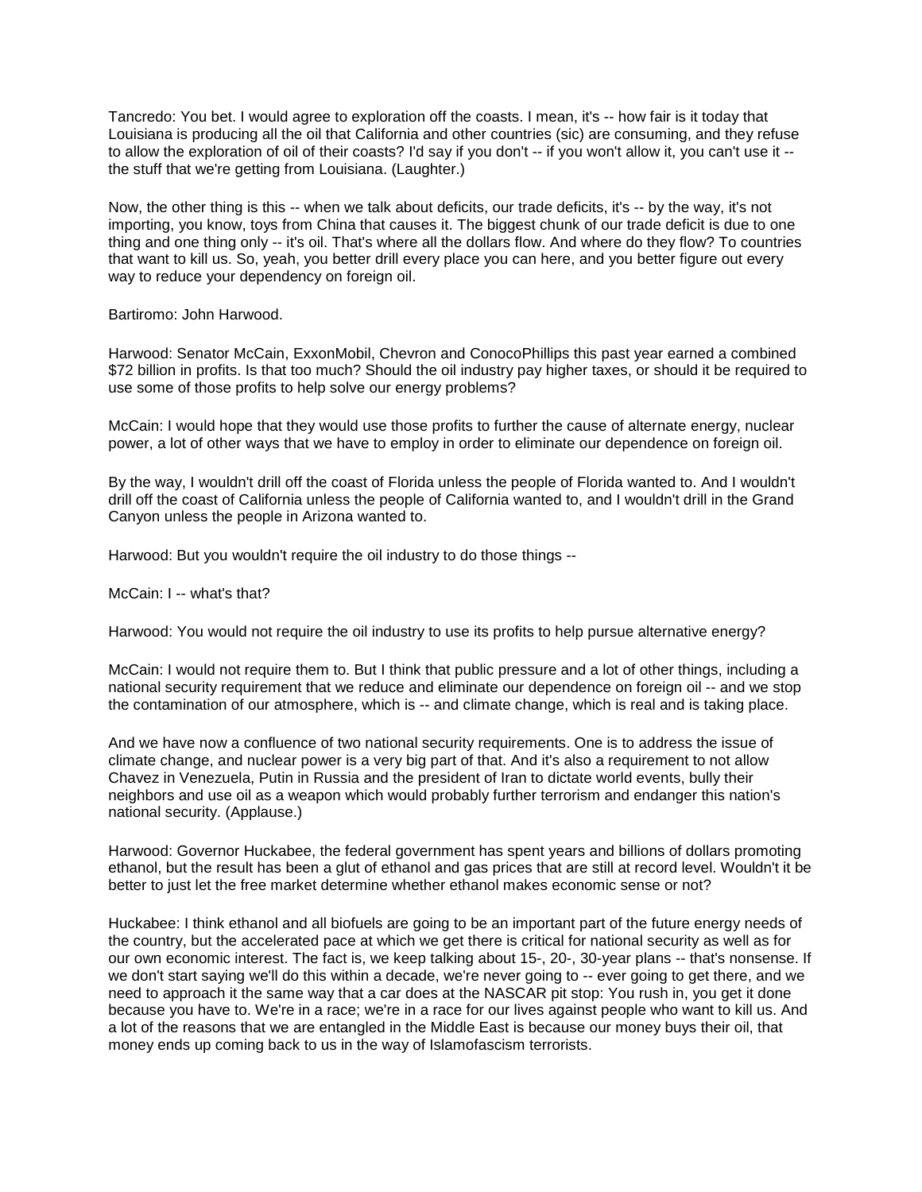Tancredo: You bet. I would agree to exploration off the coasts. I mean, it's -- how fair is it today that Louisiana is producing all the oil that California and other countries (sic) are consuming, and they refuse to allow the exploration of oil of their coasts? I'd say if you don't -- if you won't allow it, you can't use it -- the stuff that we're getting from Louisiana. (Laughter.)

Now, the other thing is this -- when we talk about deficits, our trade deficits, it's -- by the way, it's not importing, you know, toys from China that causes it. The biggest chunk of our trade deficit is due to one thing and one thing only -- it's oil. That's where all the dollars flow. And where do they flow? To countries that want to kill us. So, yeah, you better drill every place you can here, and you better figure out every way to reduce your dependency on foreign oil.

Bartiromo: John Harwood.

Harwood: Senator McCain, ExxonMobil, Chevron and ConocoPhillips this past year earned a combined $72 billion in profits. Is that too much? Should the oil industry pay higher taxes, or should it be required to use some of those profits to help solve our energy problems?

McCain: I would hope that they would use those profits to further the cause of alternate energy, nuclear power, a lot of other ways that we have to employ in order to eliminate our dependence on foreign oil.

By the way, I wouldn't drill off the coast of Florida unless the people of Florida wanted to. And I wouldn't drill off the coast of California unless the people of California wanted to, and I wouldn't drill in the Grand Canyon unless the people in Arizona wanted to.

Harwood: But you wouldn't require the oil industry to do those things --

McCain: I -- what's that?

Harwood: You would not require the oil industry to use its profits to help pursue alternative energy?

McCain: I would not require them to. But I think that public pressure and a lot of other things, including a national security requirement that we reduce and eliminate our dependence on foreign oil -- and we stop the contamination of our atmosphere, which is -- and climate change, which is real and is taking place.

And we have now a confluence of two national security requirements. One is to address the issue of climate change, and nuclear power is a very big part of that. And it's also a requirement to not allow Chavez in Venezuela, Putin in Russia and the president of Iran to dictate world events, bully their neighbors and use oil as a weapon which would probably further terrorism and endanger this nation's national security. (Applause.)

Harwood: Governor Huckabee, the federal government has spent years and billions of dollars promoting ethanol, but the result has been a glut of ethanol and gas prices that are still at record level. Wouldn't it be better to just let the free market determine whether ethanol makes economic sense or not?

Huckabee: I think ethanol and all biofuels are going to be an important part of the future energy needs of the country, but the accelerated pace at which we get there is critical for national security as well as for our own economic interest. The fact is, we keep talking about 15-, 20-, 30-year plans -- that's nonsense. If we don't start saying we'll do this within a decade, we're never going to -- ever going to get there, and we need to approach it the same way that a car does at the NASCAR pit stop: You rush in, you get it done because you have to. We're in a race; we're in a race for our lives against people who want to kill us. And a lot of the reasons that we are entangled in the Middle East is because our money buys their oil, that money ends up coming back to us in the way of Islamofascism terrorists.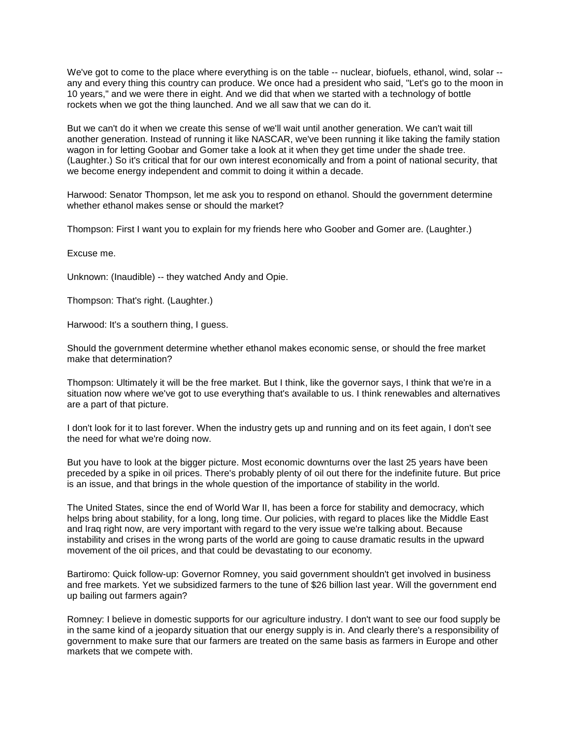We've got to come to the place where everything is on the table -- nuclear, biofuels, ethanol, wind, solar -- any and every thing this country can produce. We once had a president who said, "Let's go to the moon in 10 years," and we were there in eight. And we did that when we started with a technology of bottle rockets when we got the thing launched. And we all saw that we can do it.

But we can't do it when we create this sense of we'll wait until another generation. We can't wait till another generation. Instead of running it like NASCAR, we've been running it like taking the family station wagon in for letting Goobar and Gomer take a look at it when they get time under the shade tree. (Laughter.) So it's critical that for our own interest economically and from a point of national security, that we become energy independent and commit to doing it within a decade.

Harwood: Senator Thompson, let me ask you to respond on ethanol. Should the government determine whether ethanol makes sense or should the market?

Thompson: First I want you to explain for my friends here who Goober and Gomer are. (Laughter.)

Excuse me.

Unknown: (Inaudible) -- they watched Andy and Opie.

Thompson: That's right. (Laughter.)

Harwood: It's a southern thing, I guess.

Should the government determine whether ethanol makes economic sense, or should the free market make that determination?

Thompson: Ultimately it will be the free market. But I think, like the governor says, I think that we're in a situation now where we've got to use everything that's available to us. I think renewables and alternatives are a part of that picture.

I don't look for it to last forever. When the industry gets up and running and on its feet again, I don't see the need for what we're doing now.

But you have to look at the bigger picture. Most economic downturns over the last 25 years have been preceded by a spike in oil prices. There's probably plenty of oil out there for the indefinite future. But price is an issue, and that brings in the whole question of the importance of stability in the world.

The United States, since the end of World War II, has been a force for stability and democracy, which helps bring about stability, for a long, long time. Our policies, with regard to places like the Middle East and Iraq right now, are very important with regard to the very issue we're talking about. Because instability and crises in the wrong parts of the world are going to cause dramatic results in the upward movement of the oil prices, and that could be devastating to our economy.

Bartiromo: Quick follow-up: Governor Romney, you said government shouldn't get involved in business and free markets. Yet we subsidized farmers to the tune of $26 billion last year. Will the government end up bailing out farmers again?

Romney: I believe in domestic supports for our agriculture industry. I don't want to see our food supply be in the same kind of a jeopardy situation that our energy supply is in. And clearly there's a responsibility of government to make sure that our farmers are treated on the same basis as farmers in Europe and other markets that we compete with.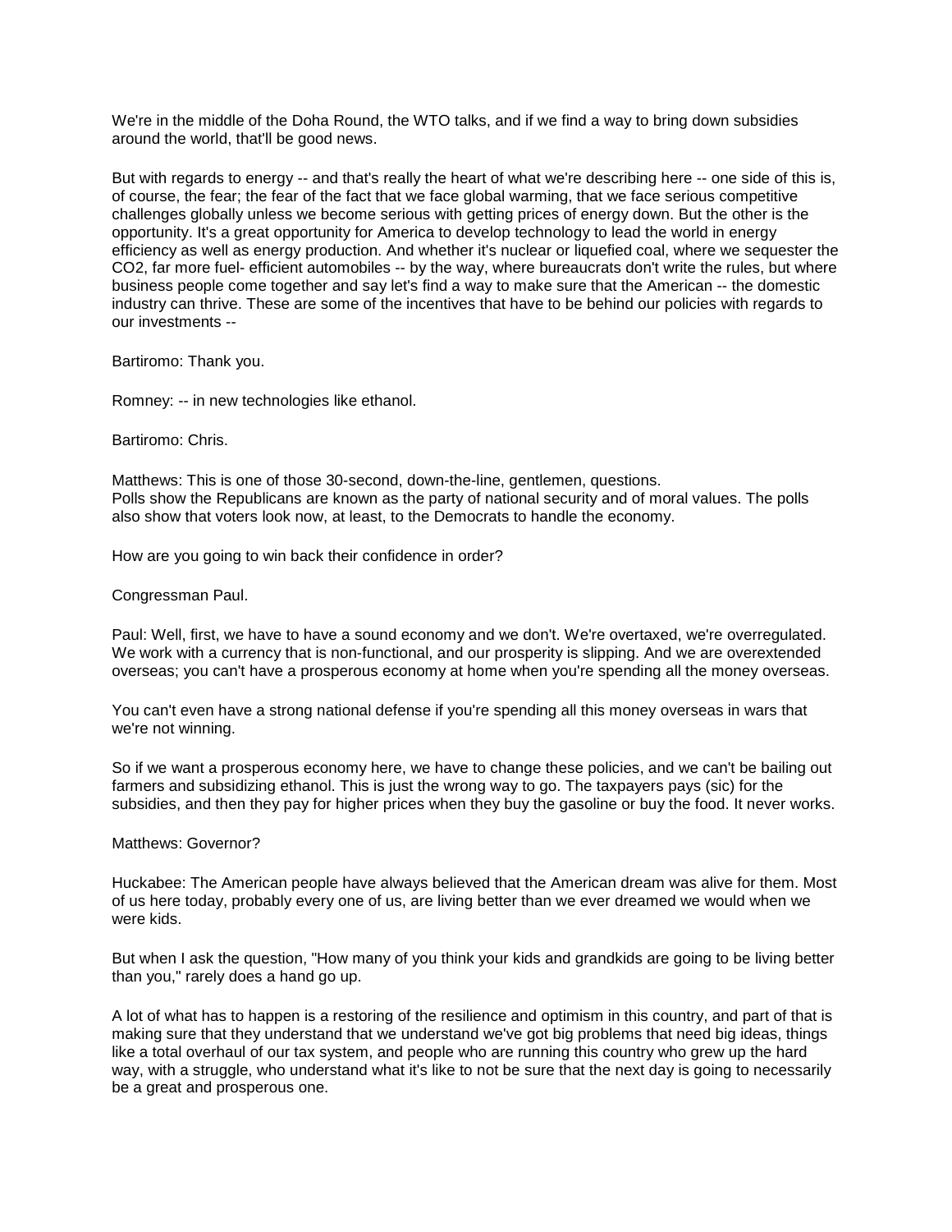We're in the middle of the Doha Round, the WTO talks, and if we find a way to bring down subsidies around the world, that'll be good news.

But with regards to energy -- and that's really the heart of what we're describing here -- one side of this is, of course, the fear; the fear of the fact that we face global warming, that we face serious competitive challenges globally unless we become serious with getting prices of energy down. But the other is the opportunity. It's a great opportunity for America to develop technology to lead the world in energy efficiency as well as energy production. And whether it's nuclear or liquefied coal, where we sequester the $CO_2$, far more fuel- efficient automobiles -- by the way, where bureaucrats don't write the rules, but where business people come together and say let's find a way to make sure that the American -- the domestic industry can thrive. These are some of the incentives that have to be behind our policies with regards to our investments --

Bartiromo: Thank you.

Romney: -- in new technologies like ethanol.

Bartiromo: Chris.

Matthews: This is one of those 30-second, down-the-line, gentlemen, questions.
Polls show the Republicans are known as the party of national security and of moral values. The polls also show that voters look now, at least, to the Democrats to handle the economy.

How are you going to win back their confidence in order?

Congressman Paul.

Paul: Well, first, we have to have a sound economy and we don't. We're overtaxed, we're overregulated. We work with a currency that is non-functional, and our prosperity is slipping. And we are overextended overseas; you can't have a prosperous economy at home when you're spending all the money overseas.

You can't even have a strong national defense if you're spending all this money overseas in wars that we're not winning.

So if we want a prosperous economy here, we have to change these policies, and we can't be bailing out farmers and subsidizing ethanol. This is just the wrong way to go. The taxpayers pays (sic) for the subsidies, and then they pay for higher prices when they buy the gasoline or buy the food. It never works.

Matthews: Governor?

Huckabee: The American people have always believed that the American dream was alive for them. Most of us here today, probably every one of us, are living better than we ever dreamed we would when we were kids.

But when I ask the question, "How many of you think your kids and grandkids are going to be living better than you," rarely does a hand go up.

A lot of what has to happen is a restoring of the resilience and optimism in this country, and part of that is making sure that they understand that we understand we've got big problems that need big ideas, things like a total overhaul of our tax system, and people who are running this country who grew up the hard way, with a struggle, who understand what it's like to not be sure that the next day is going to necessarily be a great and prosperous one.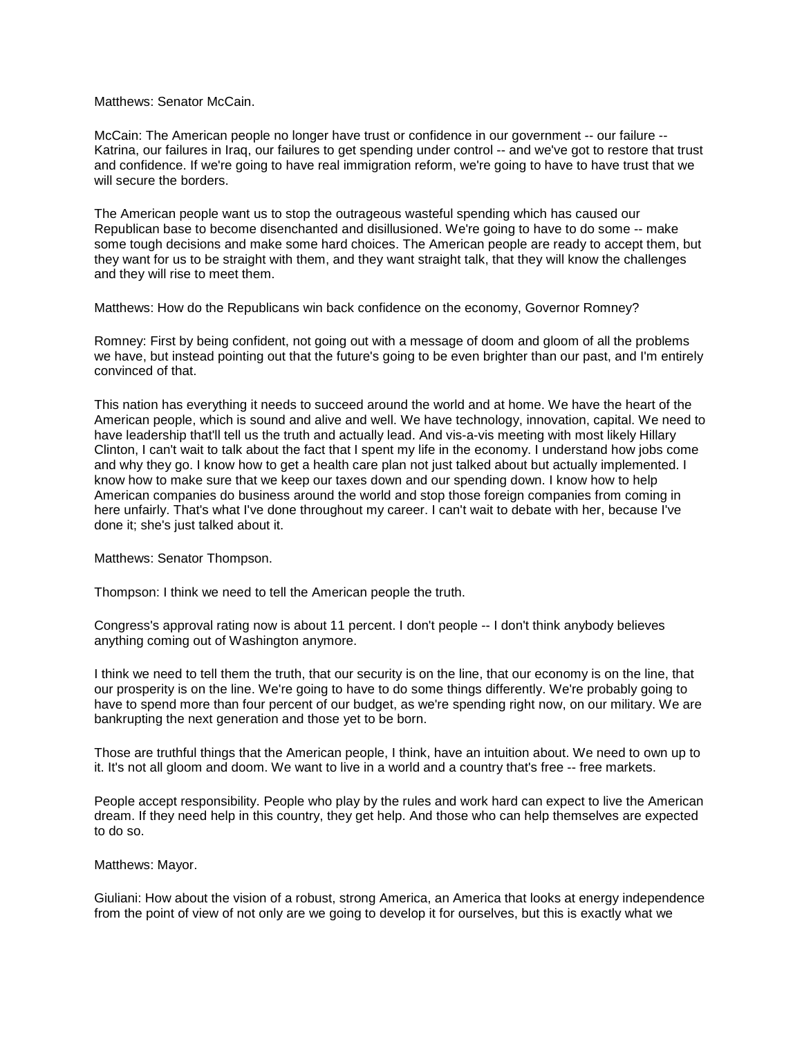Matthews: Senator McCain.

McCain: The American people no longer have trust or confidence in our government -- our failure -- Katrina, our failures in Iraq, our failures to get spending under control -- and we've got to restore that trust and confidence. If we're going to have real immigration reform, we're going to have to have trust that we will secure the borders.

The American people want us to stop the outrageous wasteful spending which has caused our Republican base to become disenchanted and disillusioned. We're going to have to do some -- make some tough decisions and make some hard choices. The American people are ready to accept them, but they want for us to be straight with them, and they want straight talk, that they will know the challenges and they will rise to meet them.

Matthews: How do the Republicans win back confidence on the economy, Governor Romney?

Romney: First by being confident, not going out with a message of doom and gloom of all the problems we have, but instead pointing out that the future's going to be even brighter than our past, and I'm entirely convinced of that.

This nation has everything it needs to succeed around the world and at home. We have the heart of the American people, which is sound and alive and well. We have technology, innovation, capital. We need to have leadership that'll tell us the truth and actually lead. And vis-a-vis meeting with most likely Hillary Clinton, I can't wait to talk about the fact that I spent my life in the economy. I understand how jobs come and why they go. I know how to get a health care plan not just talked about but actually implemented. I know how to make sure that we keep our taxes down and our spending down. I know how to help American companies do business around the world and stop those foreign companies from coming in here unfairly. That's what I've done throughout my career. I can't wait to debate with her, because I've done it; she's just talked about it.

Matthews: Senator Thompson.

Thompson: I think we need to tell the American people the truth.

Congress's approval rating now is about 11 percent. I don't people -- I don't think anybody believes anything coming out of Washington anymore.

I think we need to tell them the truth, that our security is on the line, that our economy is on the line, that our prosperity is on the line. We're going to have to do some things differently. We're probably going to have to spend more than four percent of our budget, as we're spending right now, on our military. We are bankrupting the next generation and those yet to be born.

Those are truthful things that the American people, I think, have an intuition about. We need to own up to it. It's not all gloom and doom. We want to live in a world and a country that's free -- free markets.

People accept responsibility. People who play by the rules and work hard can expect to live the American dream. If they need help in this country, they get help. And those who can help themselves are expected to do so.

Matthews: Mayor.

Giuliani: How about the vision of a robust, strong America, an America that looks at energy independence from the point of view of not only are we going to develop it for ourselves, but this is exactly what we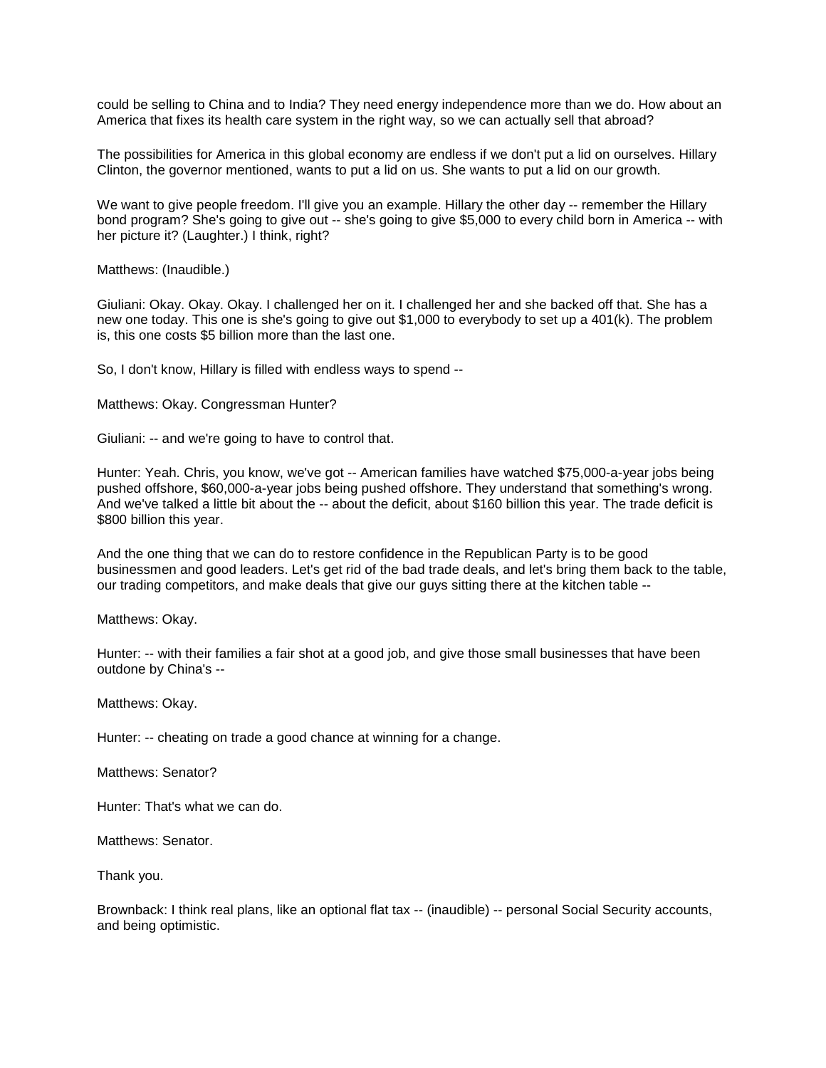could be selling to China and to India? They need energy independence more than we do. How about an America that fixes its health care system in the right way, so we can actually sell that abroad?

The possibilities for America in this global economy are endless if we don't put a lid on ourselves. Hillary Clinton, the governor mentioned, wants to put a lid on us. She wants to put a lid on our growth.

We want to give people freedom. I'll give you an example. Hillary the other day -- remember the Hillary bond program? She's going to give out -- she's going to give $5,000 to every child born in America -- with her picture it? (Laughter.) I think, right?

Matthews: (Inaudible.)

Giuliani: Okay. Okay. Okay. I challenged her on it. I challenged her and she backed off that. She has a new one today. This one is she's going to give out $1,000 to everybody to set up a 401(k). The problem is, this one costs $5 billion more than the last one.

So, I don't know, Hillary is filled with endless ways to spend --

Matthews: Okay. Congressman Hunter?

Giuliani: -- and we're going to have to control that.

Hunter: Yeah. Chris, you know, we've got -- American families have watched $75,000-a-year jobs being pushed offshore, $60,000-a-year jobs being pushed offshore. They understand that something's wrong. And we've talked a little bit about the -- about the deficit, about $160 billion this year. The trade deficit is $800 billion this year.

And the one thing that we can do to restore confidence in the Republican Party is to be good businessmen and good leaders. Let's get rid of the bad trade deals, and let's bring them back to the table, our trading competitors, and make deals that give our guys sitting there at the kitchen table --

Matthews: Okay.

Hunter: -- with their families a fair shot at a good job, and give those small businesses that have been outdone by China's --

Matthews: Okay.

Hunter: -- cheating on trade a good chance at winning for a change.

Matthews: Senator?

Hunter: That's what we can do.

Matthews: Senator.

Thank you.

Brownback: I think real plans, like an optional flat tax -- (inaudible) -- personal Social Security accounts, and being optimistic.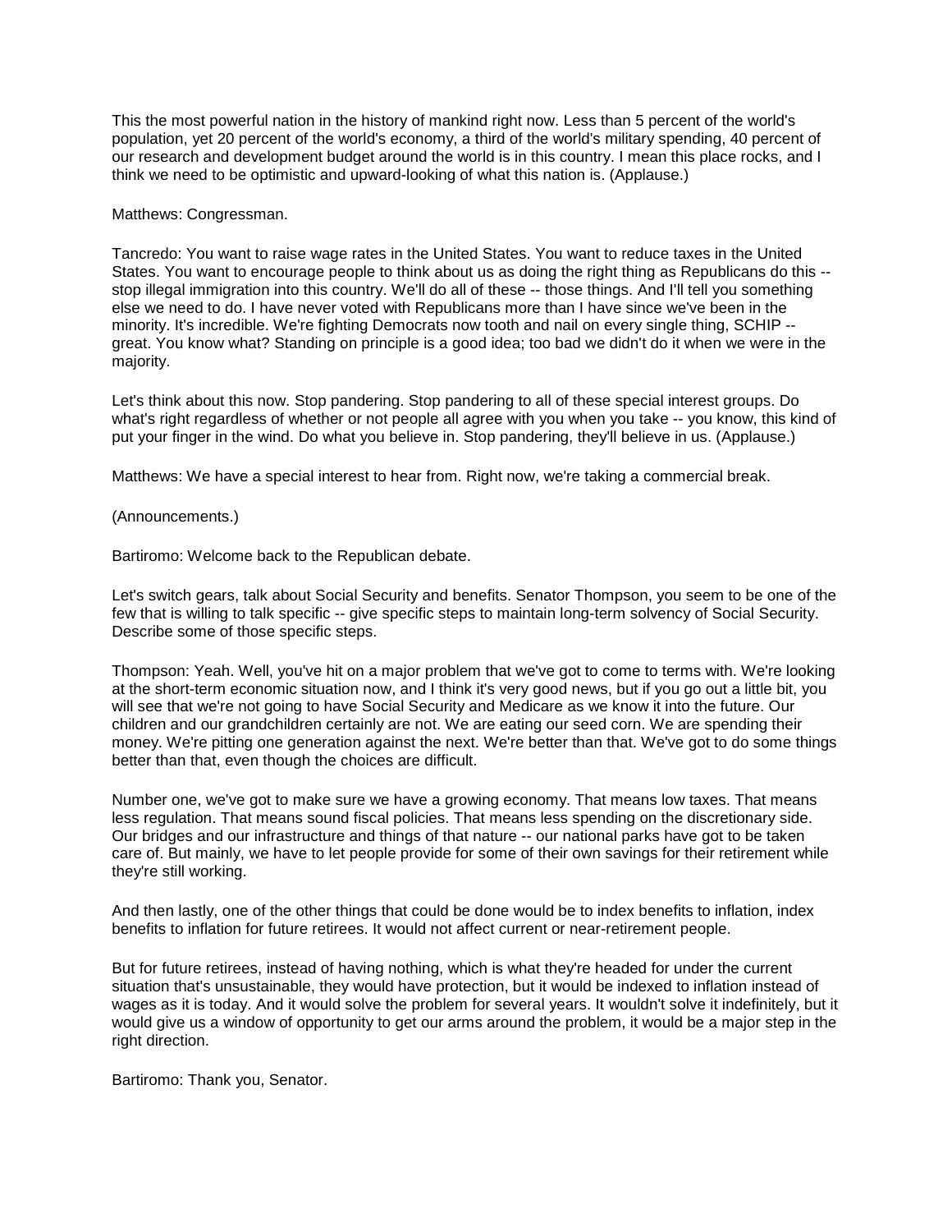This the most powerful nation in the history of mankind right now. Less than 5 percent of the world's population, yet 20 percent of the world's economy, a third of the world's military spending, 40 percent of our research and development budget around the world is in this country. I mean this place rocks, and I think we need to be optimistic and upward-looking of what this nation is. (Applause.)

Matthews: Congressman.

Tancredo: You want to raise wage rates in the United States. You want to reduce taxes in the United States. You want to encourage people to think about us as doing the right thing as Republicans do this -- stop illegal immigration into this country. We'll do all of these -- those things. And I'll tell you something else we need to do. I have never voted with Republicans more than I have since we've been in the minority. It's incredible. We're fighting Democrats now tooth and nail on every single thing, SCHIP -- great. You know what? Standing on principle is a good idea; too bad we didn't do it when we were in the majority.

Let's think about this now. Stop pandering. Stop pandering to all of these special interest groups. Do what's right regardless of whether or not people all agree with you when you take -- you know, this kind of put your finger in the wind. Do what you believe in. Stop pandering, they'll believe in us. (Applause.)

Matthews: We have a special interest to hear from. Right now, we're taking a commercial break.

(Announcements.)

Bartiromo: Welcome back to the Republican debate.

Let's switch gears, talk about Social Security and benefits. Senator Thompson, you seem to be one of the few that is willing to talk specific -- give specific steps to maintain long-term solvency of Social Security. Describe some of those specific steps.

Thompson: Yeah. Well, you've hit on a major problem that we've got to come to terms with. We're looking at the short-term economic situation now, and I think it's very good news, but if you go out a little bit, you will see that we're not going to have Social Security and Medicare as we know it into the future. Our children and our grandchildren certainly are not. We are eating our seed corn. We are spending their money. We're pitting one generation against the next. We're better than that. We've got to do some things better than that, even though the choices are difficult.

Number one, we've got to make sure we have a growing economy. That means low taxes. That means less regulation. That means sound fiscal policies. That means less spending on the discretionary side. Our bridges and our infrastructure and things of that nature -- our national parks have got to be taken care of. But mainly, we have to let people provide for some of their own savings for their retirement while they're still working.

And then lastly, one of the other things that could be done would be to index benefits to inflation, index benefits to inflation for future retirees. It would not affect current or near-retirement people.

But for future retirees, instead of having nothing, which is what they're headed for under the current situation that's unsustainable, they would have protection, but it would be indexed to inflation instead of wages as it is today. And it would solve the problem for several years. It wouldn't solve it indefinitely, but it would give us a window of opportunity to get our arms around the problem, it would be a major step in the right direction.

Bartiromo: Thank you, Senator.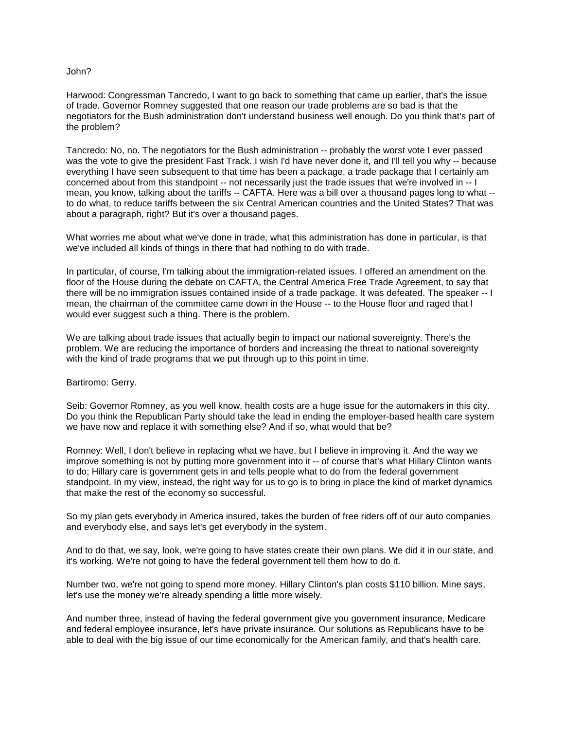John?

Harwood: Congressman Tancredo, I want to go back to something that came up earlier, that's the issue of trade. Governor Romney suggested that one reason our trade problems are so bad is that the negotiators for the Bush administration don't understand business well enough. Do you think that's part of the problem?

Tancredo: No, no. The negotiators for the Bush administration -- probably the worst vote I ever passed was the vote to give the president Fast Track. I wish I'd have never done it, and I'll tell you why -- because everything I have seen subsequent to that time has been a package, a trade package that I certainly am concerned about from this standpoint -- not necessarily just the trade issues that we're involved in -- I mean, you know, talking about the tariffs -- CAFTA. Here was a bill over a thousand pages long to what -- to do what, to reduce tariffs between the six Central American countries and the United States? That was about a paragraph, right? But it's over a thousand pages.

What worries me about what we've done in trade, what this administration has done in particular, is that we've included all kinds of things in there that had nothing to do with trade.

In particular, of course, I'm talking about the immigration-related issues. I offered an amendment on the floor of the House during the debate on CAFTA, the Central America Free Trade Agreement, to say that there will be no immigration issues contained inside of a trade package. It was defeated. The speaker -- I mean, the chairman of the committee came down in the House -- to the House floor and raged that I would ever suggest such a thing. There is the problem.

We are talking about trade issues that actually begin to impact our national sovereignty. There's the problem. We are reducing the importance of borders and increasing the threat to national sovereignty with the kind of trade programs that we put through up to this point in time.

Bartiromo: Gerry.

Seib: Governor Romney, as you well know, health costs are a huge issue for the automakers in this city. Do you think the Republican Party should take the lead in ending the employer-based health care system we have now and replace it with something else? And if so, what would that be?

Romney: Well, I don't believe in replacing what we have, but I believe in improving it. And the way we improve something is not by putting more government into it -- of course that's what Hillary Clinton wants to do; Hillary care is government gets in and tells people what to do from the federal government standpoint. In my view, instead, the right way for us to go is to bring in place the kind of market dynamics that make the rest of the economy so successful.

So my plan gets everybody in America insured, takes the burden of free riders off of our auto companies and everybody else, and says let's get everybody in the system.

And to do that, we say, look, we're going to have states create their own plans. We did it in our state, and it's working. We're not going to have the federal government tell them how to do it.

Number two, we're not going to spend more money. Hillary Clinton's plan costs $110 billion. Mine says, let's use the money we're already spending a little more wisely.

And number three, instead of having the federal government give you government insurance, Medicare and federal employee insurance, let's have private insurance. Our solutions as Republicans have to be able to deal with the big issue of our time economically for the American family, and that's health care.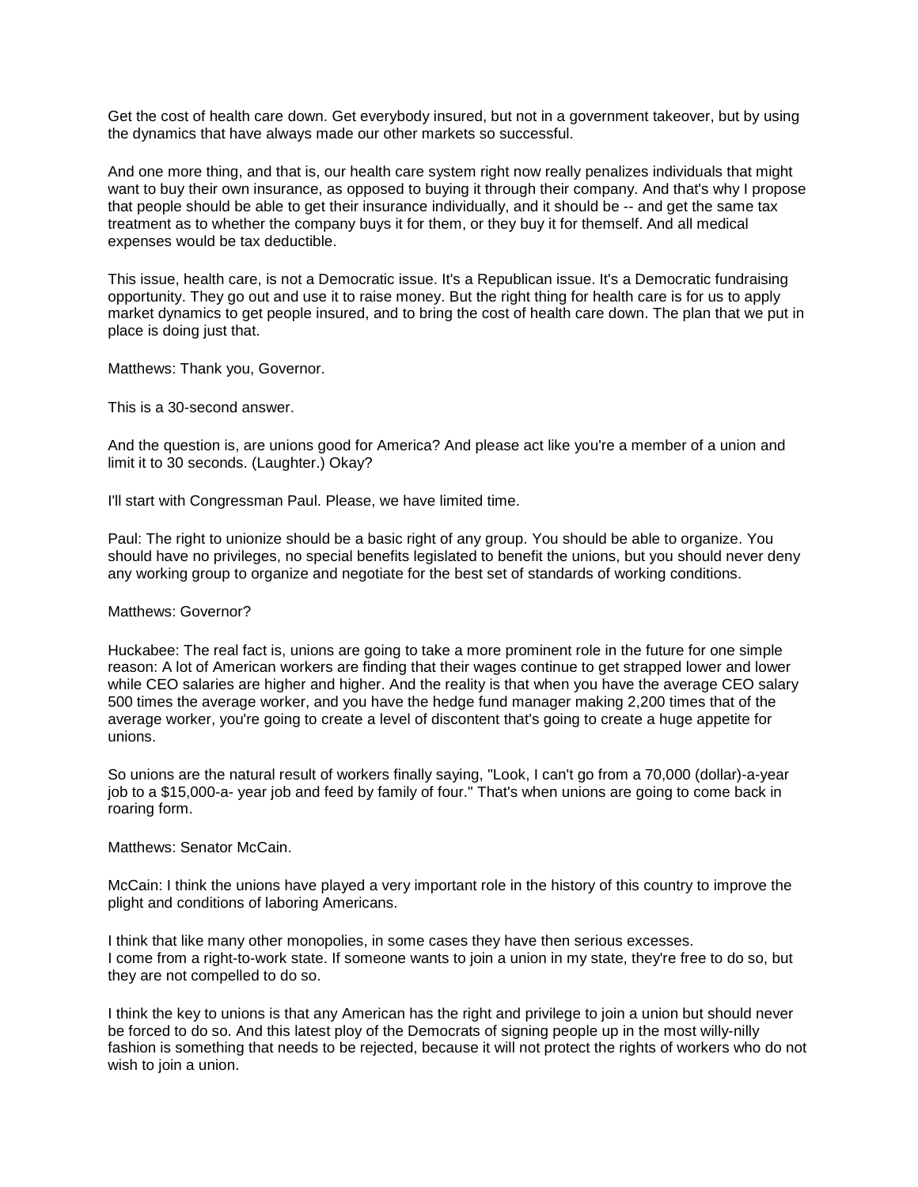Get the cost of health care down. Get everybody insured, but not in a government takeover, but by using the dynamics that have always made our other markets so successful.

And one more thing, and that is, our health care system right now really penalizes individuals that might want to buy their own insurance, as opposed to buying it through their company. And that's why I propose that people should be able to get their insurance individually, and it should be -- and get the same tax treatment as to whether the company buys it for them, or they buy it for themself. And all medical expenses would be tax deductible.

This issue, health care, is not a Democratic issue. It's a Republican issue. It's a Democratic fundraising opportunity. They go out and use it to raise money. But the right thing for health care is for us to apply market dynamics to get people insured, and to bring the cost of health care down. The plan that we put in place is doing just that.

Matthews: Thank you, Governor.

This is a 30-second answer.

And the question is, are unions good for America? And please act like you're a member of a union and limit it to 30 seconds. (Laughter.) Okay?

I'll start with Congressman Paul. Please, we have limited time.

Paul: The right to unionize should be a basic right of any group. You should be able to organize. You should have no privileges, no special benefits legislated to benefit the unions, but you should never deny any working group to organize and negotiate for the best set of standards of working conditions.

Matthews: Governor?

Huckabee: The real fact is, unions are going to take a more prominent role in the future for one simple reason: A lot of American workers are finding that their wages continue to get strapped lower and lower while CEO salaries are higher and higher. And the reality is that when you have the average CEO salary 500 times the average worker, and you have the hedge fund manager making 2,200 times that of the average worker, you're going to create a level of discontent that's going to create a huge appetite for unions.

So unions are the natural result of workers finally saying, "Look, I can't go from a 70,000 (dollar)-a-year job to a $15,000-a- year job and feed by family of four." That's when unions are going to come back in roaring form.

Matthews: Senator McCain.

McCain: I think the unions have played a very important role in the history of this country to improve the plight and conditions of laboring Americans.

I think that like many other monopolies, in some cases they have then serious excesses.
I come from a right-to-work state. If someone wants to join a union in my state, they're free to do so, but they are not compelled to do so.

I think the key to unions is that any American has the right and privilege to join a union but should never be forced to do so. And this latest ploy of the Democrats of signing people up in the most willy-nilly fashion is something that needs to be rejected, because it will not protect the rights of workers who do not wish to join a union.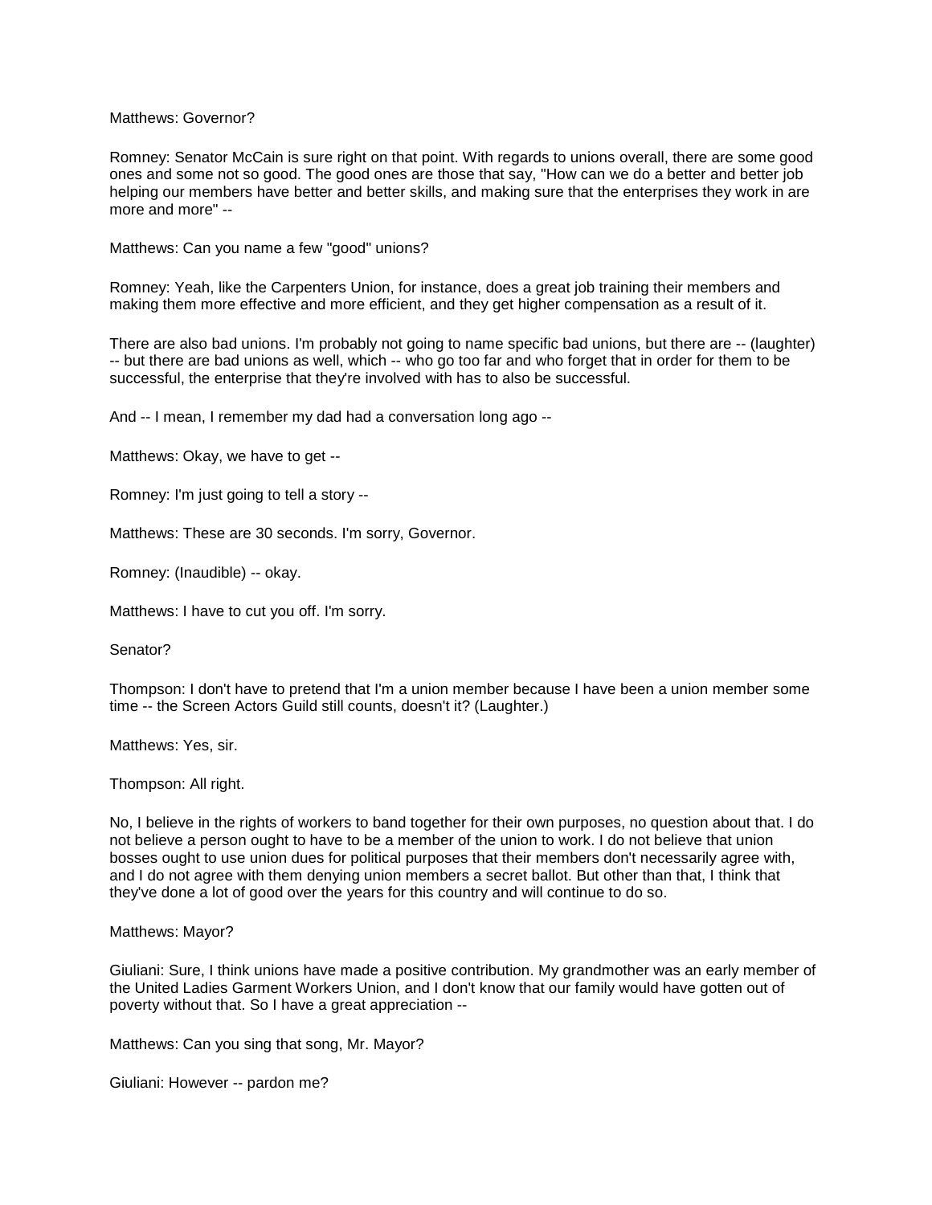Matthews: Governor?

Romney: Senator McCain is sure right on that point. With regards to unions overall, there are some good ones and some not so good. The good ones are those that say, "How can we do a better and better job helping our members have better and better skills, and making sure that the enterprises they work in are more and more" --

Matthews: Can you name a few "good" unions?

Romney: Yeah, like the Carpenters Union, for instance, does a great job training their members and making them more effective and more efficient, and they get higher compensation as a result of it.

There are also bad unions. I'm probably not going to name specific bad unions, but there are -- (laughter) -- but there are bad unions as well, which -- who go too far and who forget that in order for them to be successful, the enterprise that they're involved with has to also be successful.

And -- I mean, I remember my dad had a conversation long ago --

Matthews: Okay, we have to get --

Romney: I'm just going to tell a story --

Matthews: These are 30 seconds. I'm sorry, Governor.

Romney: (Inaudible) -- okay.

Matthews: I have to cut you off. I'm sorry.

Senator?

Thompson: I don't have to pretend that I'm a union member because I have been a union member some time -- the Screen Actors Guild still counts, doesn't it? (Laughter.)

Matthews: Yes, sir.

Thompson: All right.

No, I believe in the rights of workers to band together for their own purposes, no question about that. I do not believe a person ought to have to be a member of the union to work. I do not believe that union bosses ought to use union dues for political purposes that their members don't necessarily agree with, and I do not agree with them denying union members a secret ballot. But other than that, I think that they've done a lot of good over the years for this country and will continue to do so.

Matthews: Mayor?

Giuliani: Sure, I think unions have made a positive contribution. My grandmother was an early member of the United Ladies Garment Workers Union, and I don't know that our family would have gotten out of poverty without that. So I have a great appreciation --

Matthews: Can you sing that song, Mr. Mayor?

Giuliani: However -- pardon me?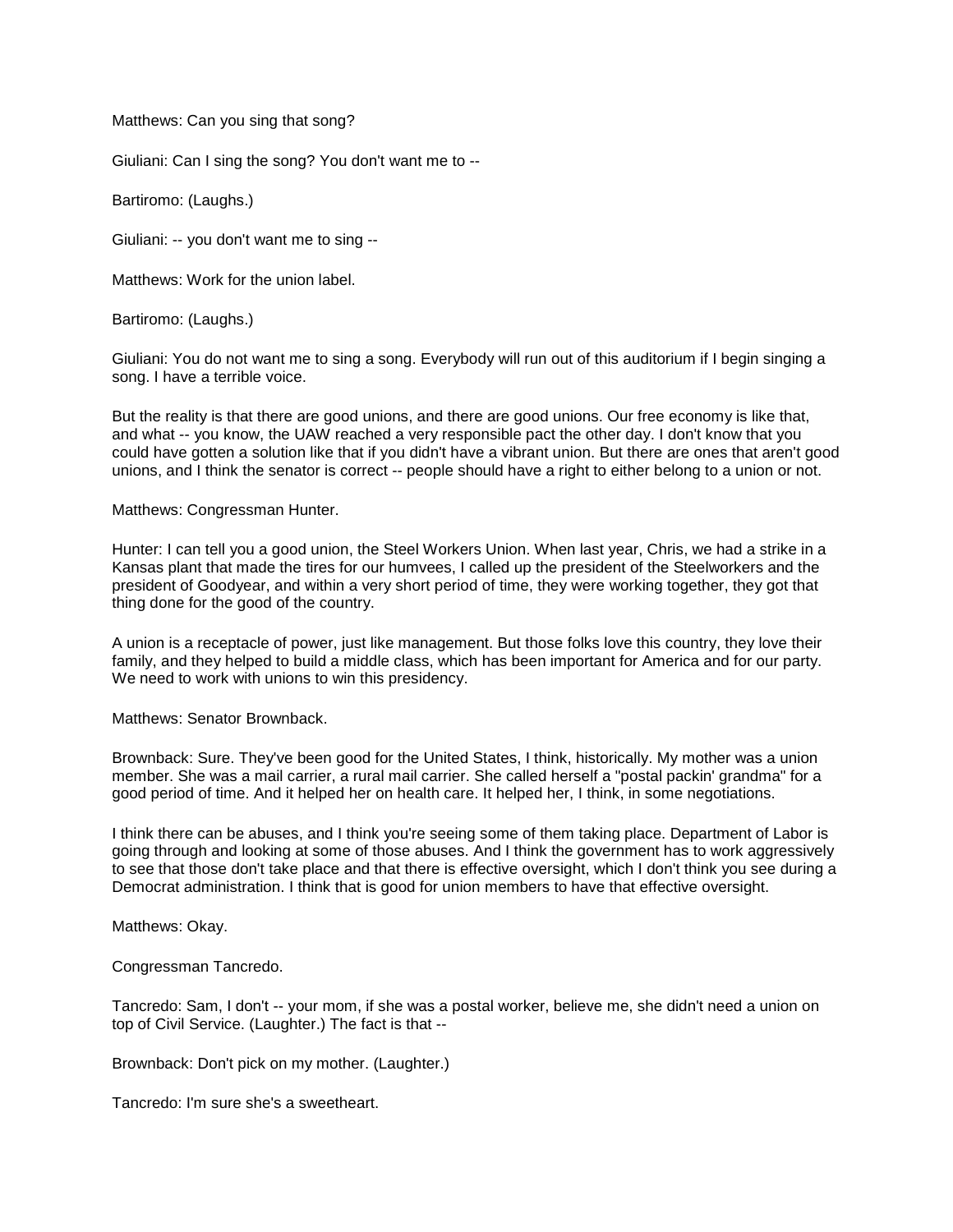Matthews: Can you sing that song?

Giuliani: Can I sing the song? You don't want me to --

Bartiromo: (Laughs.)

Giuliani: -- you don't want me to sing --

Matthews: Work for the union label.

Bartiromo: (Laughs.)

Giuliani: You do not want me to sing a song. Everybody will run out of this auditorium if I begin singing a song. I have a terrible voice.

But the reality is that there are good unions, and there are good unions. Our free economy is like that, and what -- you know, the UAW reached a very responsible pact the other day. I don't know that you could have gotten a solution like that if you didn't have a vibrant union. But there are ones that aren't good unions, and I think the senator is correct -- people should have a right to either belong to a union or not.

Matthews: Congressman Hunter.

Hunter: I can tell you a good union, the Steel Workers Union. When last year, Chris, we had a strike in a Kansas plant that made the tires for our humvees, I called up the president of the Steelworkers and the president of Goodyear, and within a very short period of time, they were working together, they got that thing done for the good of the country.

A union is a receptacle of power, just like management. But those folks love this country, they love their family, and they helped to build a middle class, which has been important for America and for our party. We need to work with unions to win this presidency.

Matthews: Senator Brownback.

Brownback: Sure. They've been good for the United States, I think, historically. My mother was a union member. She was a mail carrier, a rural mail carrier. She called herself a "postal packin' grandma" for a good period of time. And it helped her on health care. It helped her, I think, in some negotiations.

I think there can be abuses, and I think you're seeing some of them taking place. Department of Labor is going through and looking at some of those abuses. And I think the government has to work aggressively to see that those don't take place and that there is effective oversight, which I don't think you see during a Democrat administration. I think that is good for union members to have that effective oversight.

Matthews: Okay.

Congressman Tancredo.

Tancredo: Sam, I don't -- your mom, if she was a postal worker, believe me, she didn't need a union on top of Civil Service. (Laughter.) The fact is that --

Brownback: Don't pick on my mother. (Laughter.)

Tancredo: I'm sure she's a sweetheart.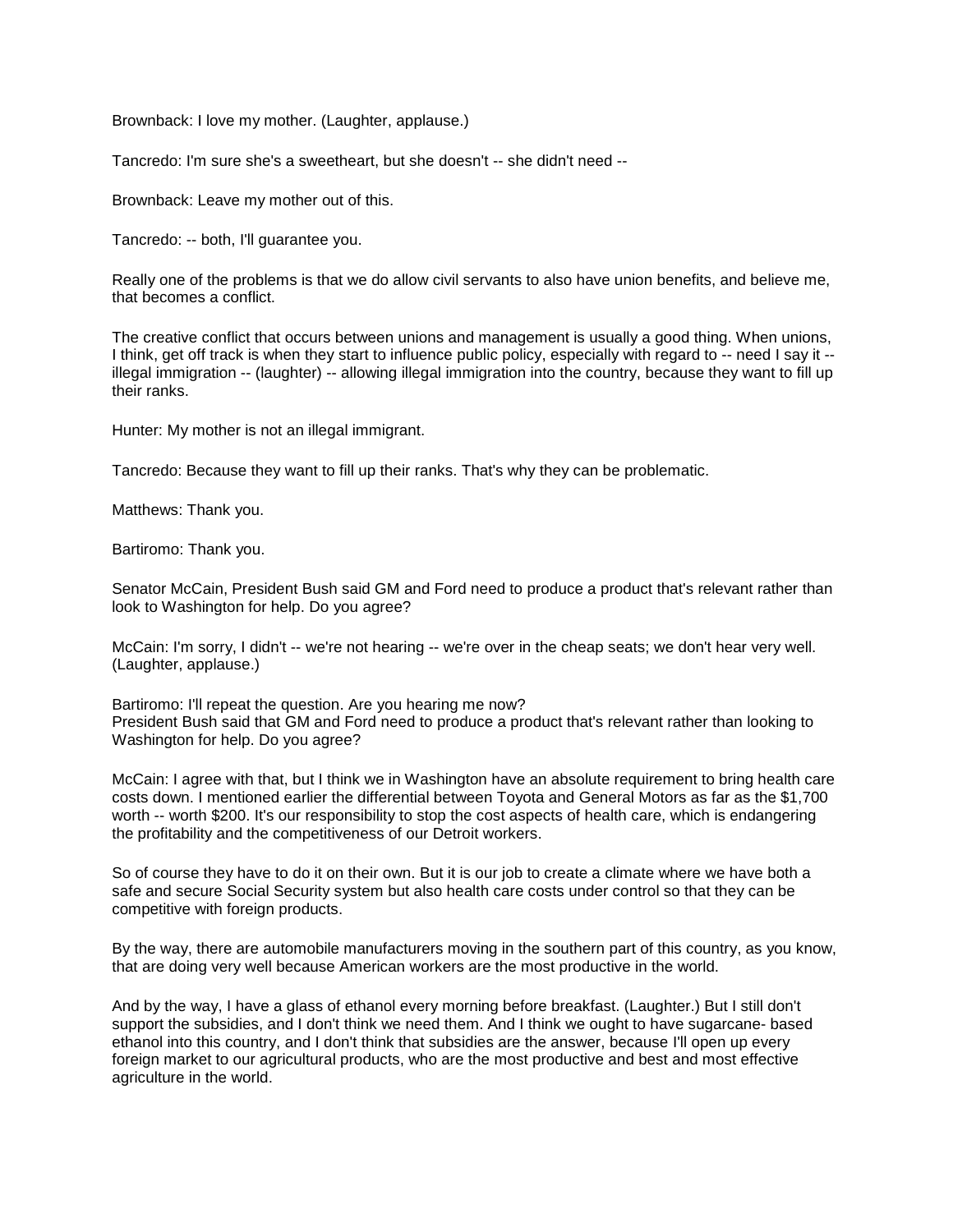Brownback: I love my mother. (Laughter, applause.)

Tancredo: I'm sure she's a sweetheart, but she doesn't -- she didn't need --

Brownback: Leave my mother out of this.

Tancredo: -- both, I'll guarantee you.

Really one of the problems is that we do allow civil servants to also have union benefits, and believe me, that becomes a conflict.

The creative conflict that occurs between unions and management is usually a good thing. When unions, I think, get off track is when they start to influence public policy, especially with regard to -- need I say it -- illegal immigration -- (laughter) -- allowing illegal immigration into the country, because they want to fill up their ranks.

Hunter: My mother is not an illegal immigrant.

Tancredo: Because they want to fill up their ranks. That's why they can be problematic.

Matthews: Thank you.

Bartiromo: Thank you.

Senator McCain, President Bush said GM and Ford need to produce a product that's relevant rather than look to Washington for help. Do you agree?

McCain: I'm sorry, I didn't -- we're not hearing -- we're over in the cheap seats; we don't hear very well. (Laughter, applause.)

Bartiromo: I'll repeat the question. Are you hearing me now?
President Bush said that GM and Ford need to produce a product that's relevant rather than looking to Washington for help. Do you agree?

McCain: I agree with that, but I think we in Washington have an absolute requirement to bring health care costs down. I mentioned earlier the differential between Toyota and General Motors as far as the $1,700 worth -- worth $200. It's our responsibility to stop the cost aspects of health care, which is endangering the profitability and the competitiveness of our Detroit workers.

So of course they have to do it on their own. But it is our job to create a climate where we have both a safe and secure Social Security system but also health care costs under control so that they can be competitive with foreign products.

By the way, there are automobile manufacturers moving in the southern part of this country, as you know, that are doing very well because American workers are the most productive in the world.

And by the way, I have a glass of ethanol every morning before breakfast. (Laughter.) But I still don't support the subsidies, and I don't think we need them. And I think we ought to have sugarcane- based ethanol into this country, and I don't think that subsidies are the answer, because I'll open up every foreign market to our agricultural products, who are the most productive and best and most effective agriculture in the world.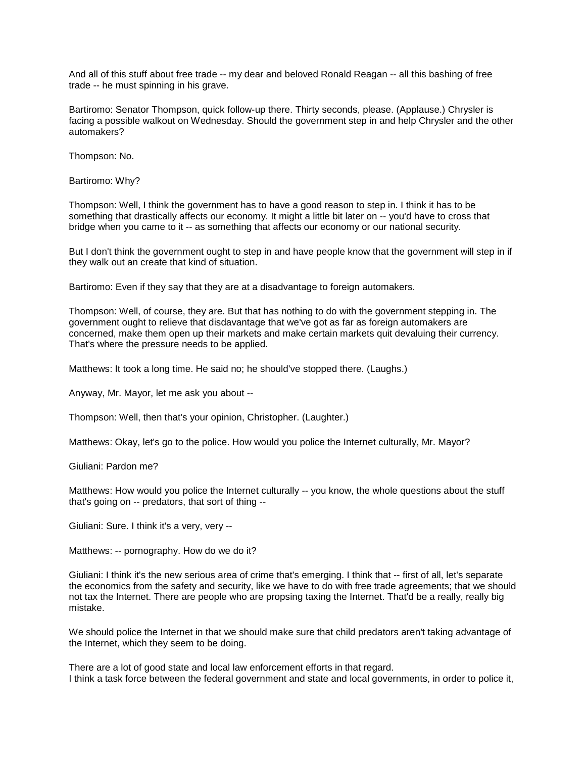And all of this stuff about free trade -- my dear and beloved Ronald Reagan -- all this bashing of free trade -- he must spinning in his grave.

Bartiromo: Senator Thompson, quick follow-up there. Thirty seconds, please. (Applause.) Chrysler is facing a possible walkout on Wednesday. Should the government step in and help Chrysler and the other automakers?

Thompson: No.

Bartiromo: Why?

Thompson: Well, I think the government has to have a good reason to step in. I think it has to be something that drastically affects our economy. It might a little bit later on -- you'd have to cross that bridge when you came to it -- as something that affects our economy or our national security.

But I don't think the government ought to step in and have people know that the government will step in if they walk out an create that kind of situation.

Bartiromo: Even if they say that they are at a disadvantage to foreign automakers.

Thompson: Well, of course, they are. But that has nothing to do with the government stepping in. The government ought to relieve that disdavantage that we've got as far as foreign automakers are concerned, make them open up their markets and make certain markets quit devaluing their currency. That's where the pressure needs to be applied.

Matthews: It took a long time. He said no; he should've stopped there. (Laughs.)

Anyway, Mr. Mayor, let me ask you about --

Thompson: Well, then that's your opinion, Christopher. (Laughter.)

Matthews: Okay, let's go to the police. How would you police the Internet culturally, Mr. Mayor?

Giuliani: Pardon me?

Matthews: How would you police the Internet culturally -- you know, the whole questions about the stuff that's going on -- predators, that sort of thing --

Giuliani: Sure. I think it's a very, very --

Matthews: -- pornography. How do we do it?

Giuliani: I think it's the new serious area of crime that's emerging. I think that -- first of all, let's separate the economics from the safety and security, like we have to do with free trade agreements; that we should not tax the Internet. There are people who are propsing taxing the Internet. That'd be a really, really big mistake.

We should police the Internet in that we should make sure that child predators aren't taking advantage of the Internet, which they seem to be doing.

There are a lot of good state and local law enforcement efforts in that regard.
I think a task force between the federal government and state and local governments, in order to police it,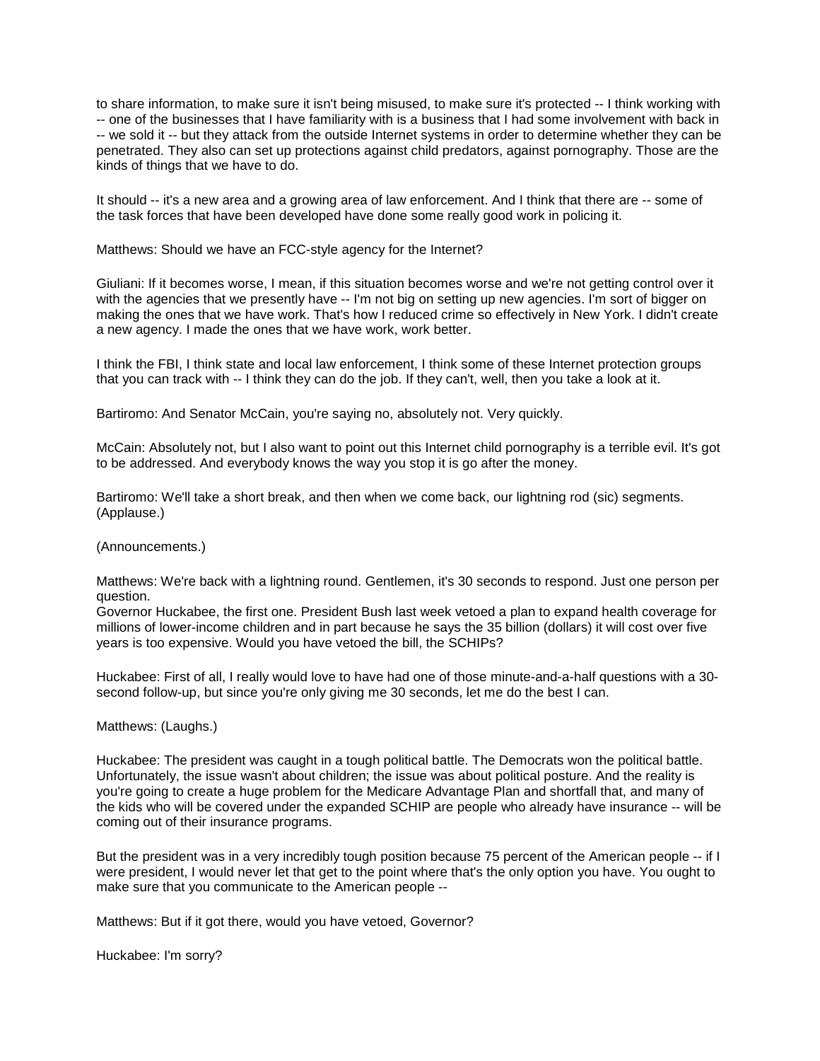to share information, to make sure it isn't being misused, to make sure it's protected -- I think working with -- one of the businesses that I have familiarity with is a business that I had some involvement with back in -- we sold it -- but they attack from the outside Internet systems in order to determine whether they can be penetrated. They also can set up protections against child predators, against pornography. Those are the kinds of things that we have to do.

It should -- it's a new area and a growing area of law enforcement. And I think that there are -- some of the task forces that have been developed have done some really good work in policing it.

Matthews: Should we have an FCC-style agency for the Internet?

Giuliani: If it becomes worse, I mean, if this situation becomes worse and we're not getting control over it with the agencies that we presently have -- I'm not big on setting up new agencies. I'm sort of bigger on making the ones that we have work. That's how I reduced crime so effectively in New York. I didn't create a new agency. I made the ones that we have work, work better.

I think the FBI, I think state and local law enforcement, I think some of these Internet protection groups that you can track with -- I think they can do the job. If they can't, well, then you take a look at it.

Bartiromo: And Senator McCain, you're saying no, absolutely not. Very quickly.

McCain: Absolutely not, but I also want to point out this Internet child pornography is a terrible evil. It's got to be addressed. And everybody knows the way you stop it is go after the money.

Bartiromo: We'll take a short break, and then when we come back, our lightning rod (sic) segments. (Applause.)

(Announcements.)

Matthews: We're back with a lightning round. Gentlemen, it's 30 seconds to respond. Just one person per question.
Governor Huckabee, the first one. President Bush last week vetoed a plan to expand health coverage for millions of lower-income children and in part because he says the 35 billion (dollars) it will cost over five years is too expensive. Would you have vetoed the bill, the SCHIPs?

Huckabee: First of all, I really would love to have had one of those minute-and-a-half questions with a 30-second follow-up, but since you're only giving me 30 seconds, let me do the best I can.

Matthews: (Laughs.)

Huckabee: The president was caught in a tough political battle. The Democrats won the political battle. Unfortunately, the issue wasn't about children; the issue was about political posture. And the reality is you're going to create a huge problem for the Medicare Advantage Plan and shortfall that, and many of the kids who will be covered under the expanded SCHIP are people who already have insurance -- will be coming out of their insurance programs.

But the president was in a very incredibly tough position because 75 percent of the American people -- if I were president, I would never let that get to the point where that's the only option you have. You ought to make sure that you communicate to the American people --

Matthews: But if it got there, would you have vetoed, Governor?

Huckabee: I'm sorry?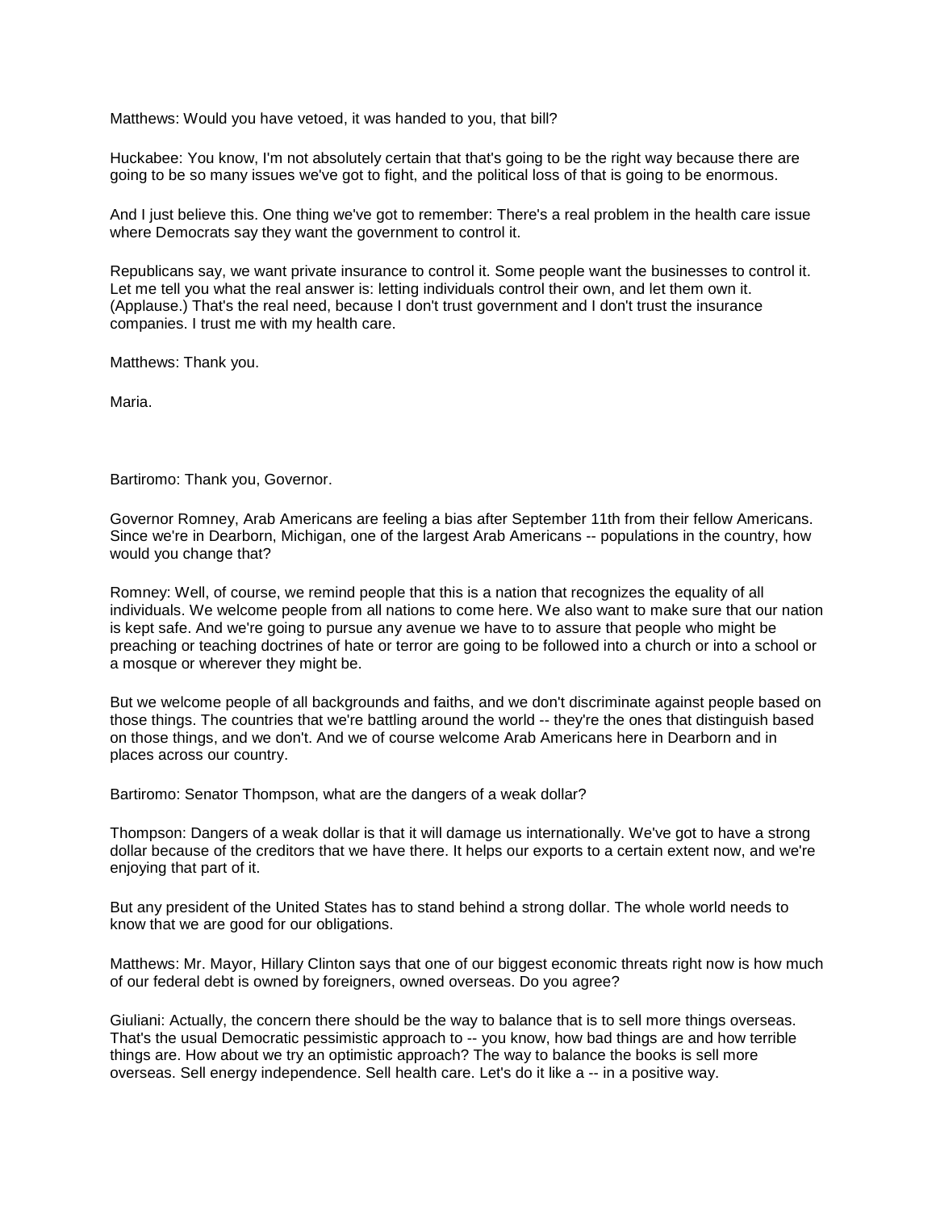Matthews: Would you have vetoed, it was handed to you, that bill?

Huckabee: You know, I'm not absolutely certain that that's going to be the right way because there are going to be so many issues we've got to fight, and the political loss of that is going to be enormous.

And I just believe this. One thing we've got to remember: There's a real problem in the health care issue where Democrats say they want the government to control it.

Republicans say, we want private insurance to control it. Some people want the businesses to control it. Let me tell you what the real answer is: letting individuals control their own, and let them own it. (Applause.) That's the real need, because I don't trust government and I don't trust the insurance companies. I trust me with my health care.

Matthews: Thank you.

Maria.

Bartiromo: Thank you, Governor.

Governor Romney, Arab Americans are feeling a bias after September 11th from their fellow Americans. Since we're in Dearborn, Michigan, one of the largest Arab Americans -- populations in the country, how would you change that?

Romney: Well, of course, we remind people that this is a nation that recognizes the equality of all individuals. We welcome people from all nations to come here. We also want to make sure that our nation is kept safe. And we're going to pursue any avenue we have to to assure that people who might be preaching or teaching doctrines of hate or terror are going to be followed into a church or into a school or a mosque or wherever they might be.

But we welcome people of all backgrounds and faiths, and we don't discriminate against people based on those things. The countries that we're battling around the world -- they're the ones that distinguish based on those things, and we don't. And we of course welcome Arab Americans here in Dearborn and in places across our country.

Bartiromo: Senator Thompson, what are the dangers of a weak dollar?

Thompson: Dangers of a weak dollar is that it will damage us internationally. We've got to have a strong dollar because of the creditors that we have there. It helps our exports to a certain extent now, and we're enjoying that part of it.

But any president of the United States has to stand behind a strong dollar. The whole world needs to know that we are good for our obligations.

Matthews: Mr. Mayor, Hillary Clinton says that one of our biggest economic threats right now is how much of our federal debt is owned by foreigners, owned overseas. Do you agree?

Giuliani: Actually, the concern there should be the way to balance that is to sell more things overseas. That's the usual Democratic pessimistic approach to -- you know, how bad things are and how terrible things are. How about we try an optimistic approach? The way to balance the books is sell more overseas. Sell energy independence. Sell health care. Let's do it like a -- in a positive way.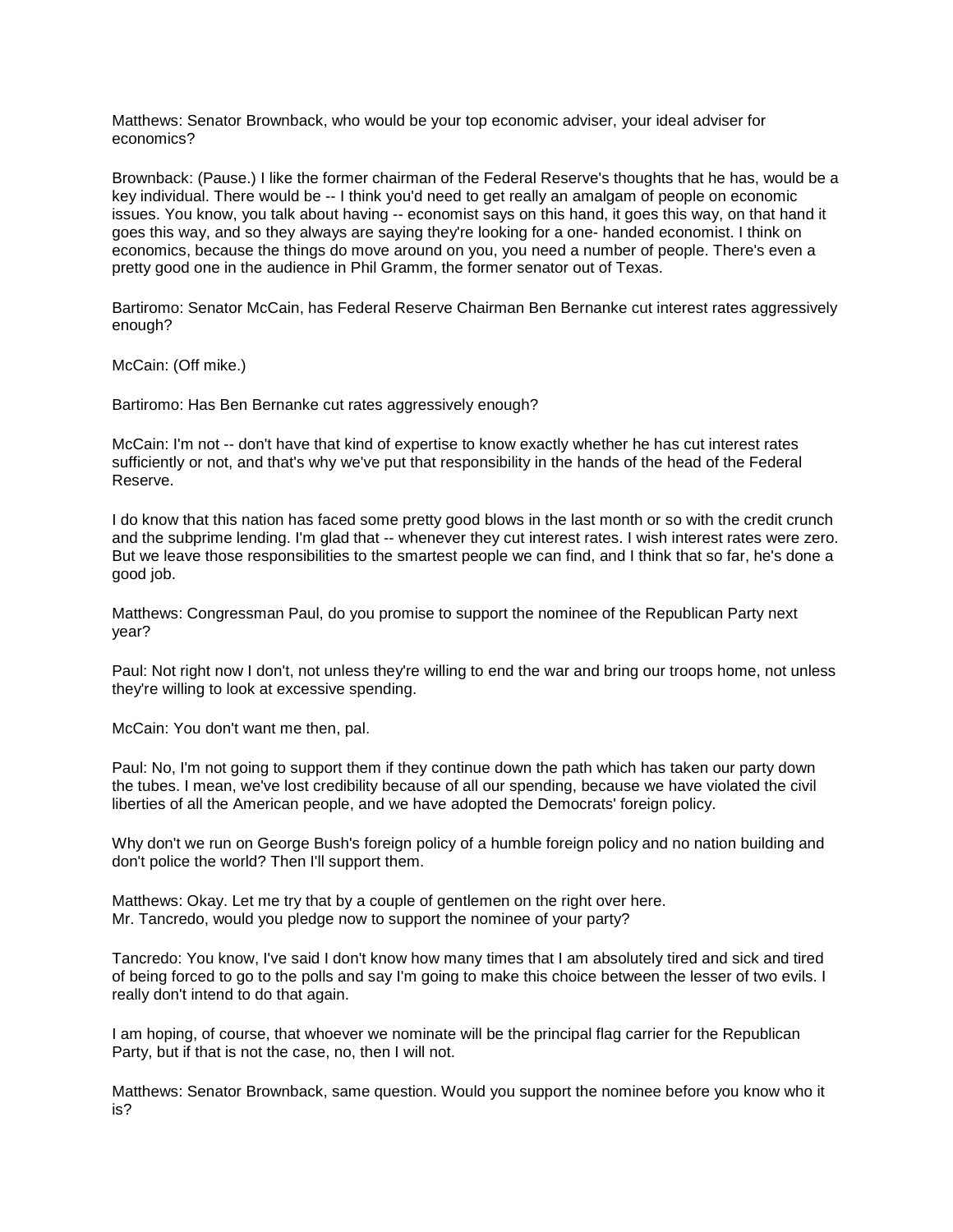Matthews: Senator Brownback, who would be your top economic adviser, your ideal adviser for economics?

Brownback: (Pause.) I like the former chairman of the Federal Reserve's thoughts that he has, would be a key individual. There would be -- I think you'd need to get really an amalgam of people on economic issues. You know, you talk about having -- economist says on this hand, it goes this way, on that hand it goes this way, and so they always are saying they're looking for a one- handed economist. I think on economics, because the things do move around on you, you need a number of people. There's even a pretty good one in the audience in Phil Gramm, the former senator out of Texas.

Bartiromo: Senator McCain, has Federal Reserve Chairman Ben Bernanke cut interest rates aggressively enough?

McCain: (Off mike.)

Bartiromo: Has Ben Bernanke cut rates aggressively enough?

McCain: I'm not -- don't have that kind of expertise to know exactly whether he has cut interest rates sufficiently or not, and that's why we've put that responsibility in the hands of the head of the Federal Reserve.

I do know that this nation has faced some pretty good blows in the last month or so with the credit crunch and the subprime lending. I'm glad that -- whenever they cut interest rates. I wish interest rates were zero. But we leave those responsibilities to the smartest people we can find, and I think that so far, he's done a good job.

Matthews: Congressman Paul, do you promise to support the nominee of the Republican Party next year?

Paul: Not right now I don't, not unless they're willing to end the war and bring our troops home, not unless they're willing to look at excessive spending.

McCain: You don't want me then, pal.

Paul: No, I'm not going to support them if they continue down the path which has taken our party down the tubes. I mean, we've lost credibility because of all our spending, because we have violated the civil liberties of all the American people, and we have adopted the Democrats' foreign policy.

Why don't we run on George Bush's foreign policy of a humble foreign policy and no nation building and don't police the world? Then I'll support them.

Matthews: Okay. Let me try that by a couple of gentlemen on the right over here.
Mr. Tancredo, would you pledge now to support the nominee of your party?

Tancredo: You know, I've said I don't know how many times that I am absolutely tired and sick and tired of being forced to go to the polls and say I'm going to make this choice between the lesser of two evils. I really don't intend to do that again.

I am hoping, of course, that whoever we nominate will be the principal flag carrier for the Republican Party, but if that is not the case, no, then I will not.

Matthews: Senator Brownback, same question. Would you support the nominee before you know who it is?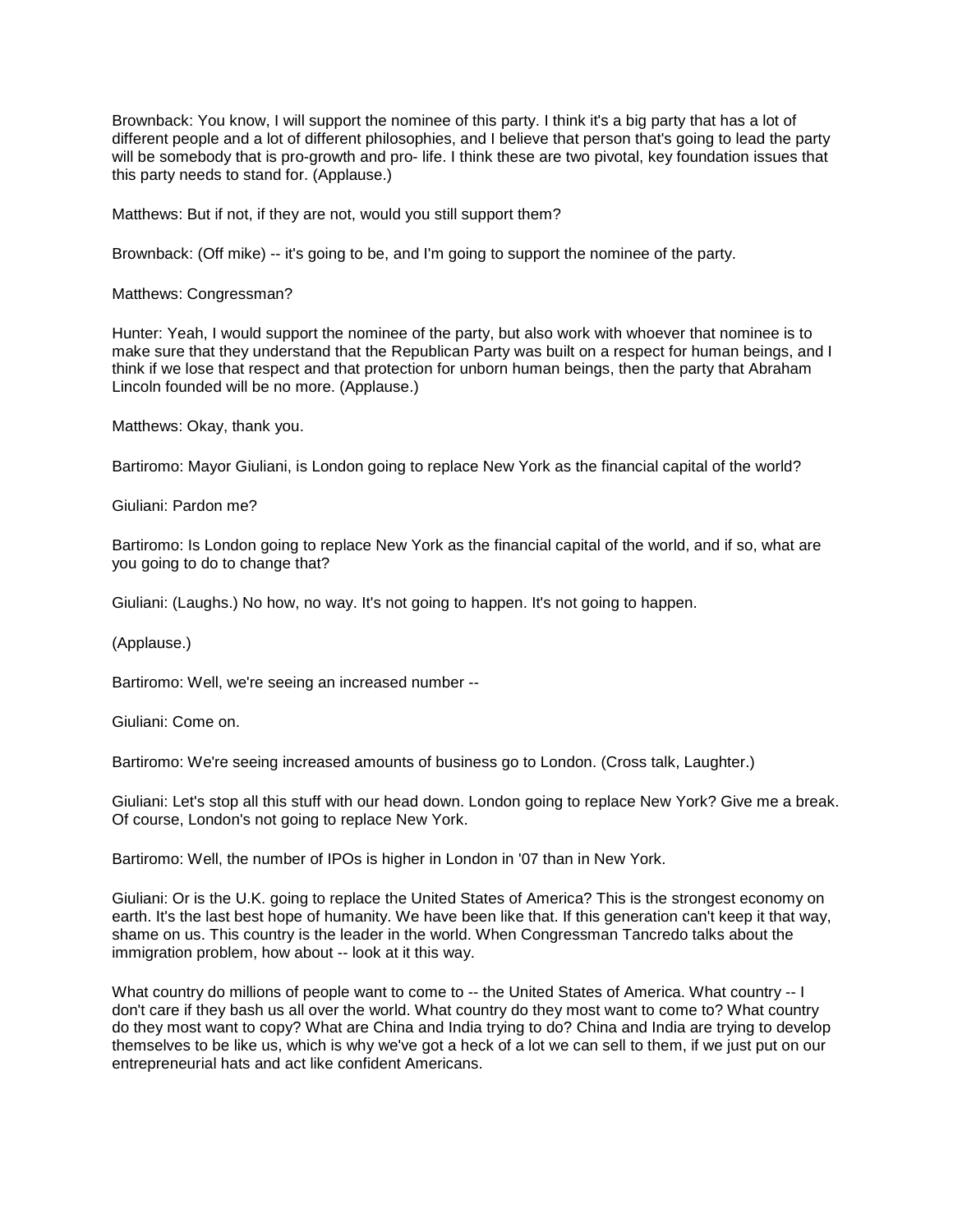Brownback: You know, I will support the nominee of this party. I think it's a big party that has a lot of different people and a lot of different philosophies, and I believe that person that's going to lead the party will be somebody that is pro-growth and pro- life. I think these are two pivotal, key foundation issues that this party needs to stand for. (Applause.)

Matthews: But if not, if they are not, would you still support them?

Brownback: (Off mike) -- it's going to be, and I'm going to support the nominee of the party.

Matthews: Congressman?

Hunter: Yeah, I would support the nominee of the party, but also work with whoever that nominee is to make sure that they understand that the Republican Party was built on a respect for human beings, and I think if we lose that respect and that protection for unborn human beings, then the party that Abraham Lincoln founded will be no more. (Applause.)

Matthews: Okay, thank you.

Bartiromo: Mayor Giuliani, is London going to replace New York as the financial capital of the world?

Giuliani: Pardon me?

Bartiromo: Is London going to replace New York as the financial capital of the world, and if so, what are you going to do to change that?

Giuliani: (Laughs.) No how, no way. It's not going to happen. It's not going to happen.

(Applause.)

Bartiromo: Well, we're seeing an increased number --

Giuliani: Come on.

Bartiromo: We're seeing increased amounts of business go to London. (Cross talk, Laughter.)

Giuliani: Let's stop all this stuff with our head down. London going to replace New York? Give me a break. Of course, London's not going to replace New York.

Bartiromo: Well, the number of IPOs is higher in London in '07 than in New York.

Giuliani: Or is the U.K. going to replace the United States of America? This is the strongest economy on earth. It's the last best hope of humanity. We have been like that. If this generation can't keep it that way, shame on us. This country is the leader in the world. When Congressman Tancredo talks about the immigration problem, how about -- look at it this way.

What country do millions of people want to come to -- the United States of America. What country -- I don't care if they bash us all over the world. What country do they most want to come to? What country do they most want to copy? What are China and India trying to do? China and India are trying to develop themselves to be like us, which is why we've got a heck of a lot we can sell to them, if we just put on our entrepreneurial hats and act like confident Americans.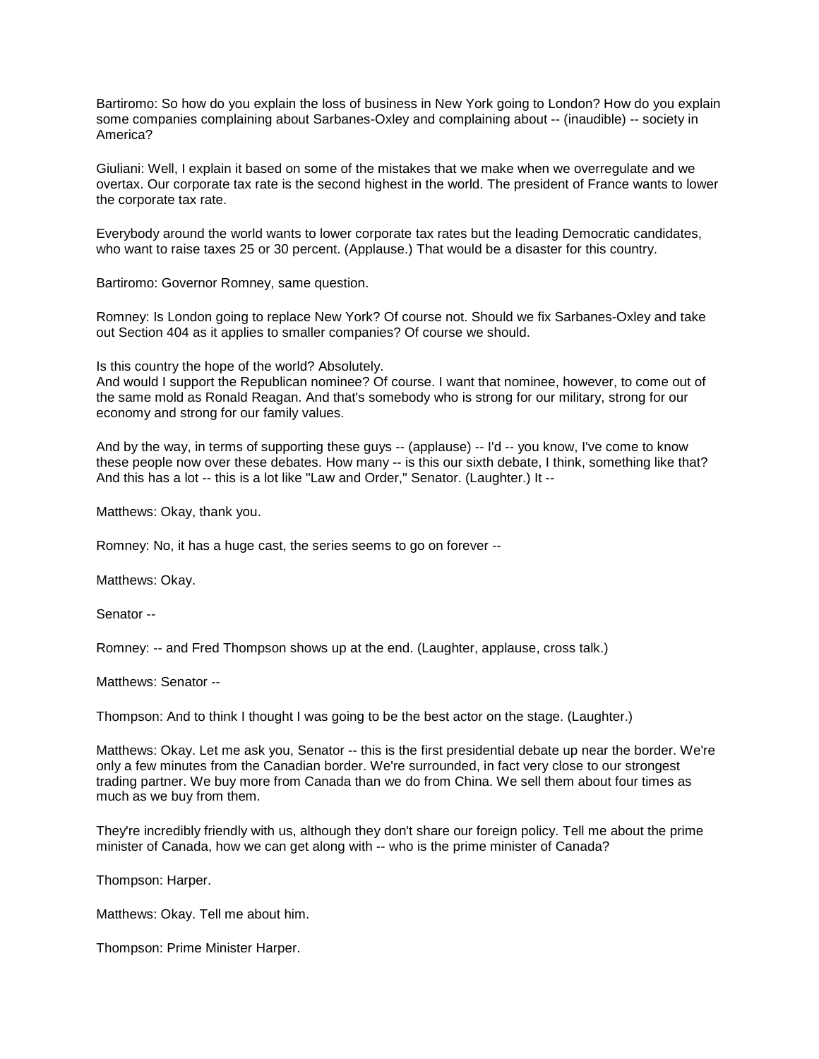Bartiromo: So how do you explain the loss of business in New York going to London? How do you explain some companies complaining about Sarbanes-Oxley and complaining about -- (inaudible) -- society in America?

Giuliani: Well, I explain it based on some of the mistakes that we make when we overregulate and we overtax. Our corporate tax rate is the second highest in the world. The president of France wants to lower the corporate tax rate.

Everybody around the world wants to lower corporate tax rates but the leading Democratic candidates, who want to raise taxes 25 or 30 percent. (Applause.) That would be a disaster for this country.

Bartiromo: Governor Romney, same question.

Romney: Is London going to replace New York? Of course not. Should we fix Sarbanes-Oxley and take out Section 404 as it applies to smaller companies? Of course we should.

Is this country the hope of the world? Absolutely.
And would I support the Republican nominee? Of course. I want that nominee, however, to come out of the same mold as Ronald Reagan. And that's somebody who is strong for our military, strong for our economy and strong for our family values.

And by the way, in terms of supporting these guys -- (applause) -- I'd -- you know, I've come to know these people now over these debates. How many -- is this our sixth debate, I think, something like that? And this has a lot -- this is a lot like "Law and Order," Senator. (Laughter.) It --

Matthews: Okay, thank you.

Romney: No, it has a huge cast, the series seems to go on forever --

Matthews: Okay.

Senator --

Romney: -- and Fred Thompson shows up at the end. (Laughter, applause, cross talk.)

Matthews: Senator --

Thompson: And to think I thought I was going to be the best actor on the stage. (Laughter.)

Matthews: Okay. Let me ask you, Senator -- this is the first presidential debate up near the border. We're only a few minutes from the Canadian border. We're surrounded, in fact very close to our strongest trading partner. We buy more from Canada than we do from China. We sell them about four times as much as we buy from them.

They're incredibly friendly with us, although they don't share our foreign policy. Tell me about the prime minister of Canada, how we can get along with -- who is the prime minister of Canada?

Thompson: Harper.

Matthews: Okay. Tell me about him.

Thompson: Prime Minister Harper.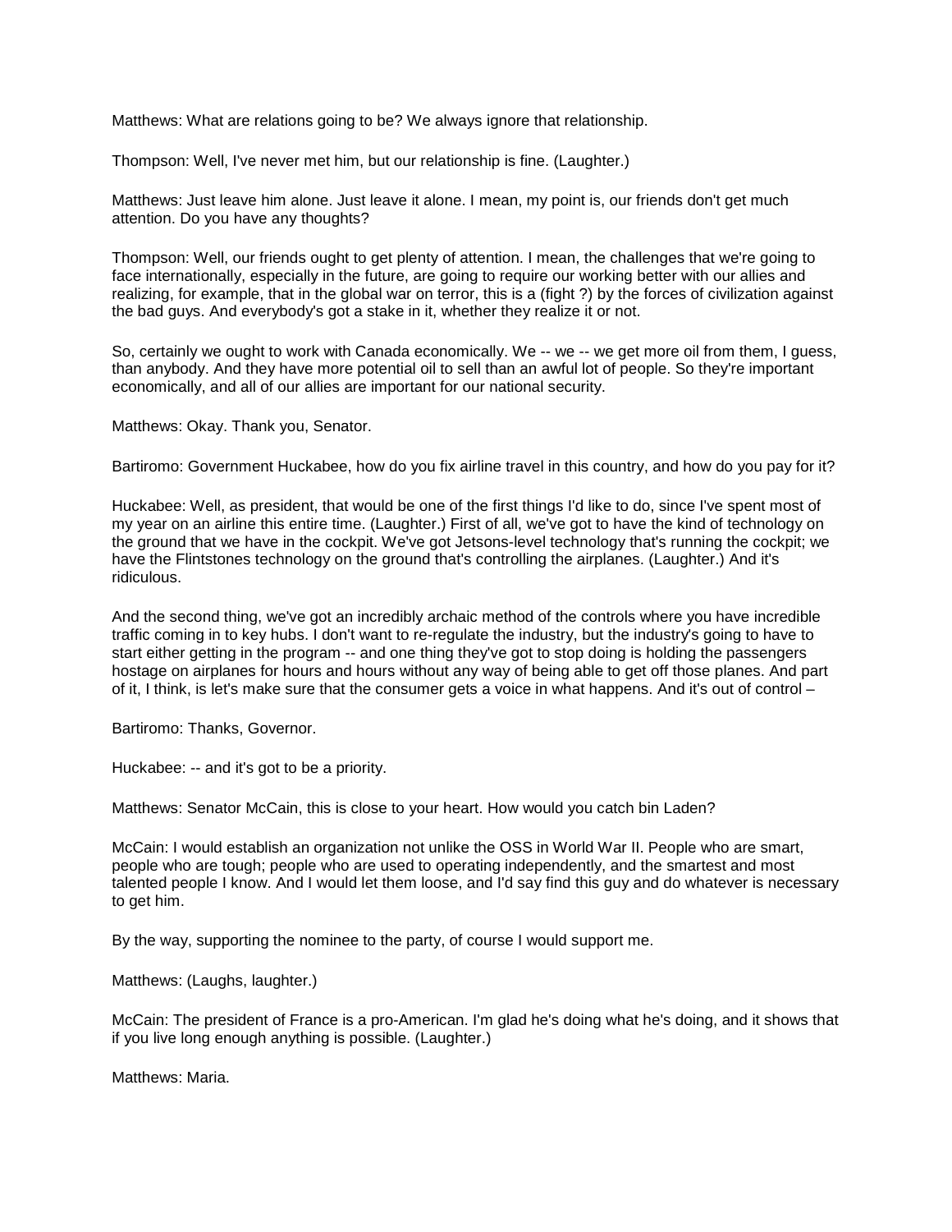Matthews: What are relations going to be? We always ignore that relationship.

Thompson: Well, I've never met him, but our relationship is fine. (Laughter.)

Matthews: Just leave him alone. Just leave it alone. I mean, my point is, our friends don't get much attention. Do you have any thoughts?

Thompson: Well, our friends ought to get plenty of attention. I mean, the challenges that we're going to face internationally, especially in the future, are going to require our working better with our allies and realizing, for example, that in the global war on terror, this is a (fight ?) by the forces of civilization against the bad guys. And everybody's got a stake in it, whether they realize it or not.

So, certainly we ought to work with Canada economically. We -- we -- we get more oil from them, I guess, than anybody. And they have more potential oil to sell than an awful lot of people. So they're important economically, and all of our allies are important for our national security.

Matthews: Okay. Thank you, Senator.

Bartiromo: Government Huckabee, how do you fix airline travel in this country, and how do you pay for it?

Huckabee: Well, as president, that would be one of the first things I'd like to do, since I've spent most of my year on an airline this entire time. (Laughter.) First of all, we've got to have the kind of technology on the ground that we have in the cockpit. We've got Jetsons-level technology that's running the cockpit; we have the Flintstones technology on the ground that's controlling the airplanes. (Laughter.) And it's ridiculous.

And the second thing, we've got an incredibly archaic method of the controls where you have incredible traffic coming in to key hubs. I don't want to re-regulate the industry, but the industry's going to have to start either getting in the program -- and one thing they've got to stop doing is holding the passengers hostage on airplanes for hours and hours without any way of being able to get off those planes. And part of it, I think, is let's make sure that the consumer gets a voice in what happens. And it's out of control –

Bartiromo: Thanks, Governor.

Huckabee: -- and it's got to be a priority.

Matthews: Senator McCain, this is close to your heart. How would you catch bin Laden?

McCain: I would establish an organization not unlike the OSS in World War II. People who are smart, people who are tough; people who are used to operating independently, and the smartest and most talented people I know. And I would let them loose, and I'd say find this guy and do whatever is necessary to get him.

By the way, supporting the nominee to the party, of course I would support me.

Matthews: (Laughs, laughter.)

McCain: The president of France is a pro-American. I'm glad he's doing what he's doing, and it shows that if you live long enough anything is possible. (Laughter.)

Matthews: Maria.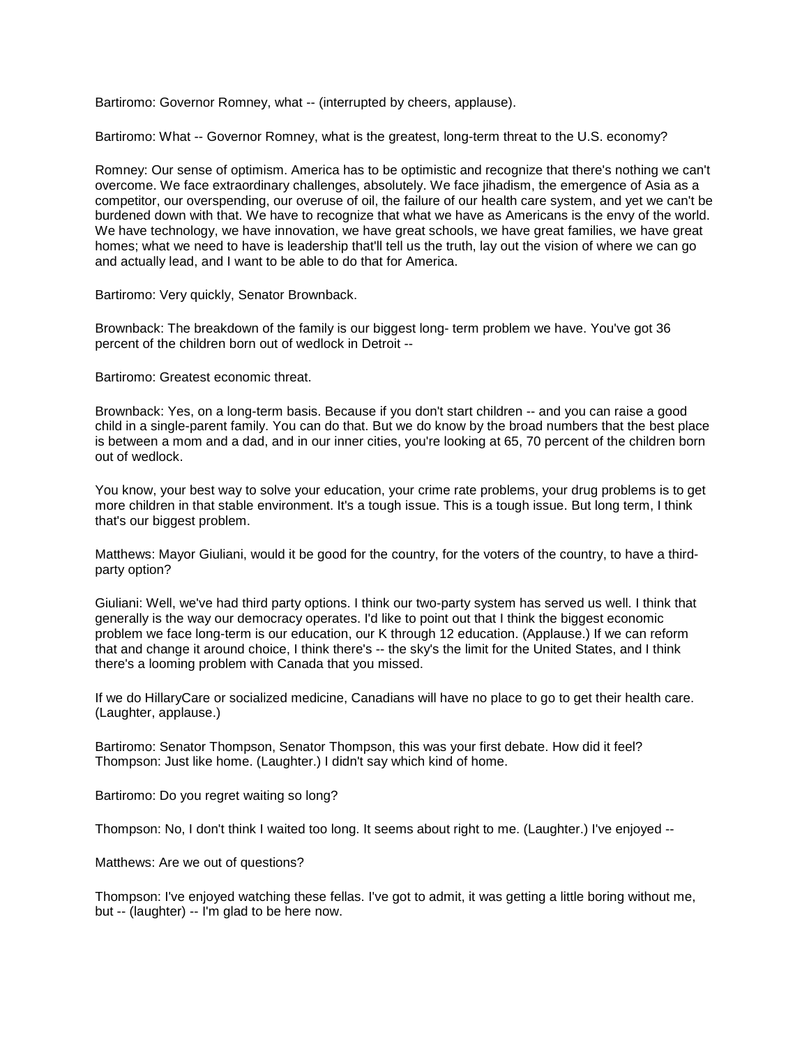Bartiromo: Governor Romney, what -- (interrupted by cheers, applause).

Bartiromo: What -- Governor Romney, what is the greatest, long-term threat to the U.S. economy?

Romney: Our sense of optimism. America has to be optimistic and recognize that there's nothing we can't overcome. We face extraordinary challenges, absolutely. We face jihadism, the emergence of Asia as a competitor, our overspending, our overuse of oil, the failure of our health care system, and yet we can't be burdened down with that. We have to recognize that what we have as Americans is the envy of the world. We have technology, we have innovation, we have great schools, we have great families, we have great homes; what we need to have is leadership that'll tell us the truth, lay out the vision of where we can go and actually lead, and I want to be able to do that for America.

Bartiromo: Very quickly, Senator Brownback.

Brownback: The breakdown of the family is our biggest long- term problem we have. You've got 36 percent of the children born out of wedlock in Detroit --

Bartiromo: Greatest economic threat.

Brownback: Yes, on a long-term basis. Because if you don't start children -- and you can raise a good child in a single-parent family. You can do that. But we do know by the broad numbers that the best place is between a mom and a dad, and in our inner cities, you're looking at 65, 70 percent of the children born out of wedlock.

You know, your best way to solve your education, your crime rate problems, your drug problems is to get more children in that stable environment. It's a tough issue. This is a tough issue. But long term, I think that's our biggest problem.

Matthews: Mayor Giuliani, would it be good for the country, for the voters of the country, to have a third-party option?

Giuliani: Well, we've had third party options. I think our two-party system has served us well. I think that generally is the way our democracy operates. I'd like to point out that I think the biggest economic problem we face long-term is our education, our K through 12 education. (Applause.) If we can reform that and change it around choice, I think there's -- the sky's the limit for the United States, and I think there's a looming problem with Canada that you missed.

If we do HillaryCare or socialized medicine, Canadians will have no place to go to get their health care. (Laughter, applause.)

Bartiromo: Senator Thompson, Senator Thompson, this was your first debate. How did it feel?
Thompson: Just like home. (Laughter.) I didn't say which kind of home.

Bartiromo: Do you regret waiting so long?

Thompson: No, I don't think I waited too long. It seems about right to me. (Laughter.) I've enjoyed --

Matthews: Are we out of questions?

Thompson: I've enjoyed watching these fellas. I've got to admit, it was getting a little boring without me, but -- (laughter) -- I'm glad to be here now.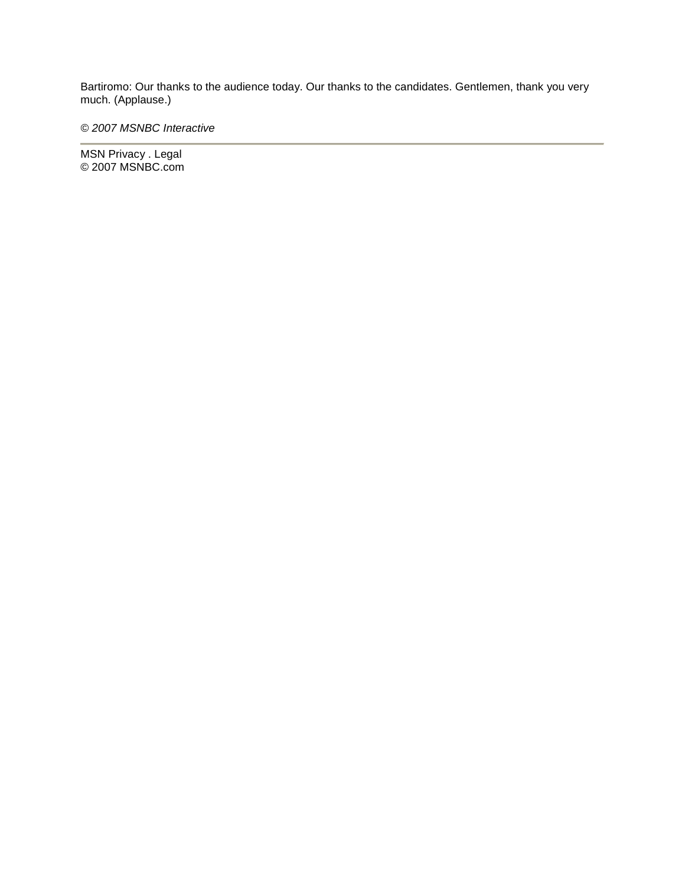Bartiromo: Our thanks to the audience today. Our thanks to the candidates. Gentlemen, thank you very much. (Applause.)

*© 2007 MSNBC Interactive*

---

MSN Privacy . Legal
© 2007 MSNBC.com